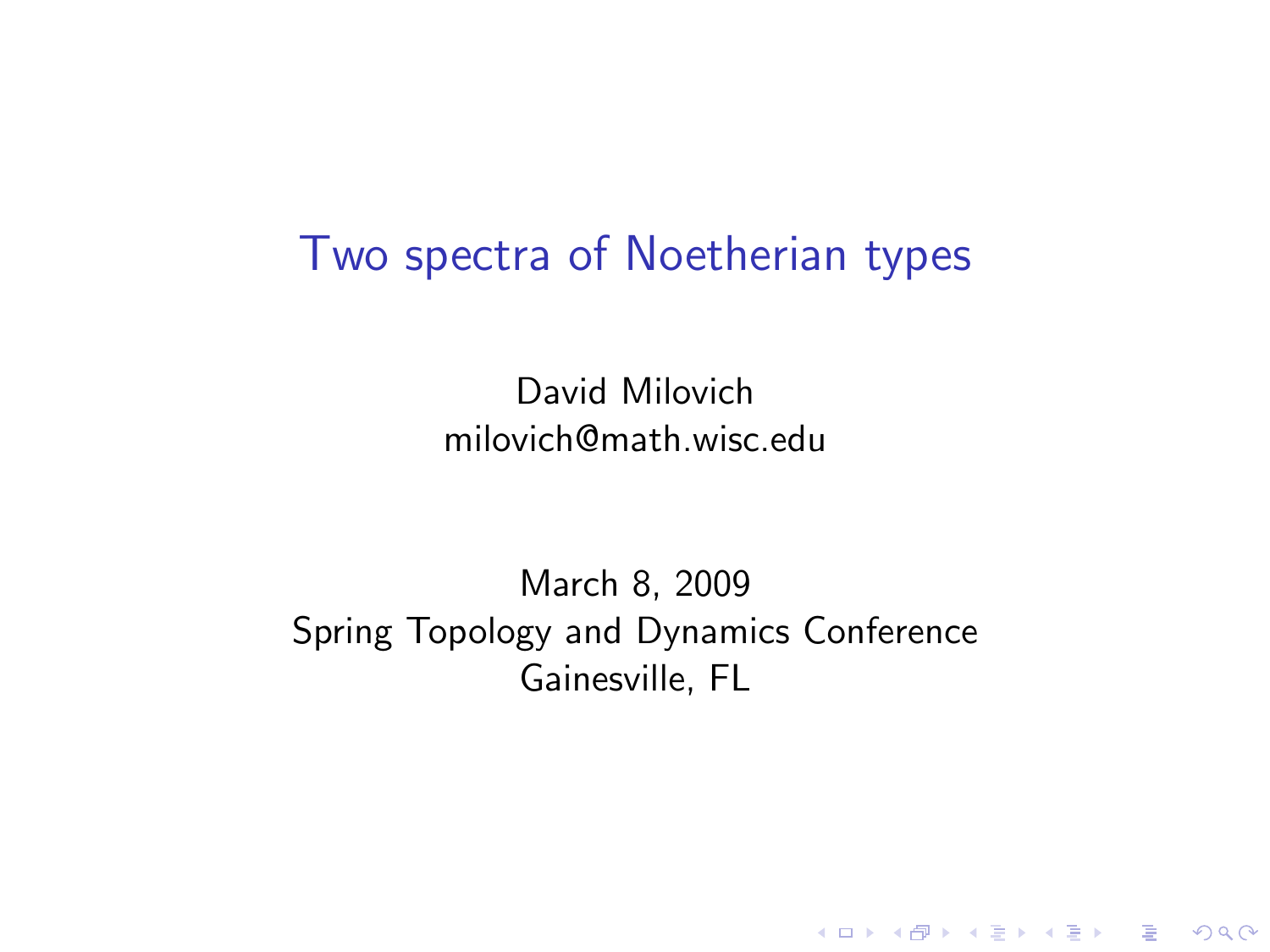# Two spectra of Noetherian types

David Milovich
milovich@math.wisc.edu

March 8, 2009
Spring Topology and Dynamics Conference
Gainesville, FL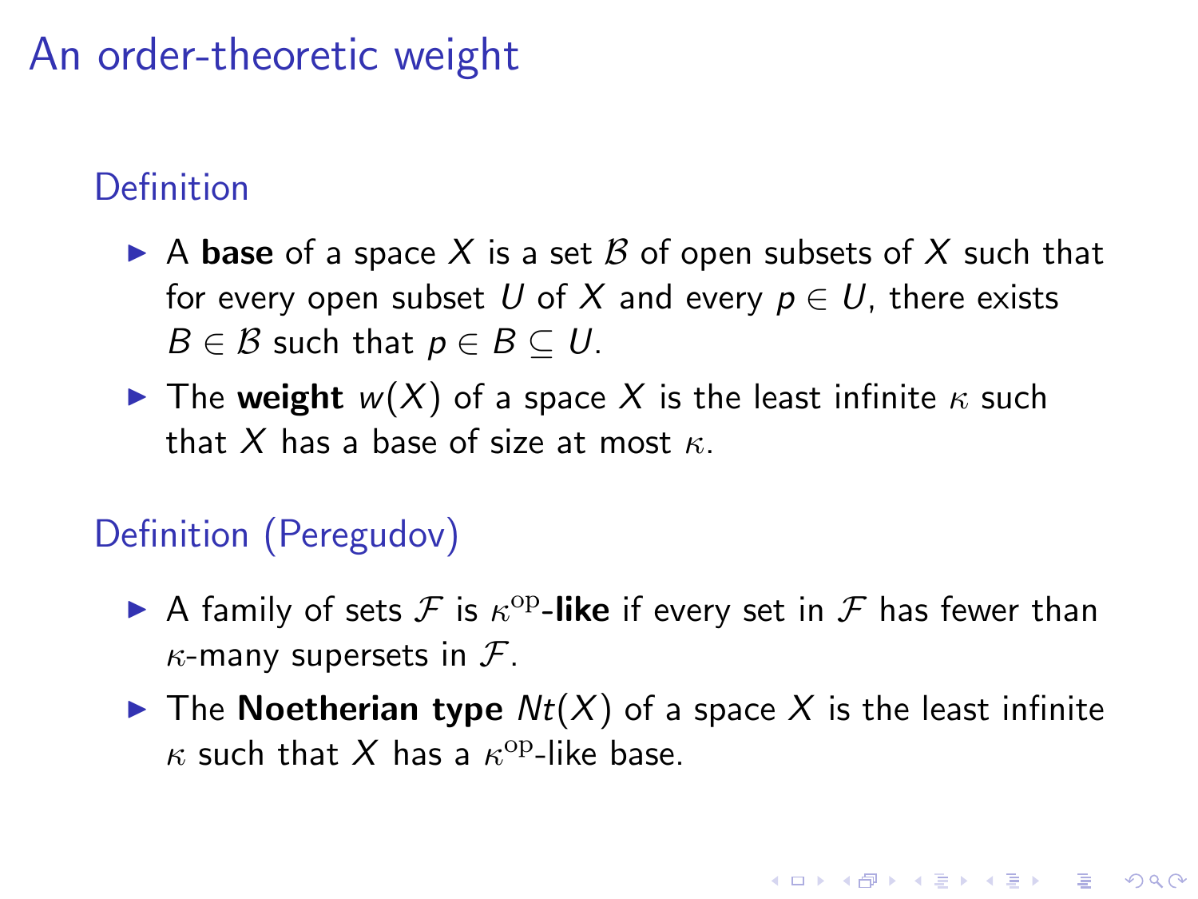# An order-theoretic weight

## Definition

- A **base** of a space $X$ is a set $\mathcal{B}$ of open subsets of $X$ such that for every open subset $U$ of $X$ and every $p \in U$, there exists $B \in \mathcal{B}$ such that $p \in B \subseteq U$.
- The **weight** $w(X)$ of a space $X$ is the least infinite $\kappa$ such that $X$ has a base of size at most $\kappa$.

## Definition (Peregudov)

- A family of sets $\mathcal{F}$ is $\kappa^{\mathrm{op}}$**-like** if every set in $\mathcal{F}$ has fewer than $\kappa$-many supersets in $\mathcal{F}$.
- The **Noetherian type** $Nt(X)$ of a space $X$ is the least infinite $\kappa$ such that $X$ has a $\kappa^{\mathrm{op}}$-like base.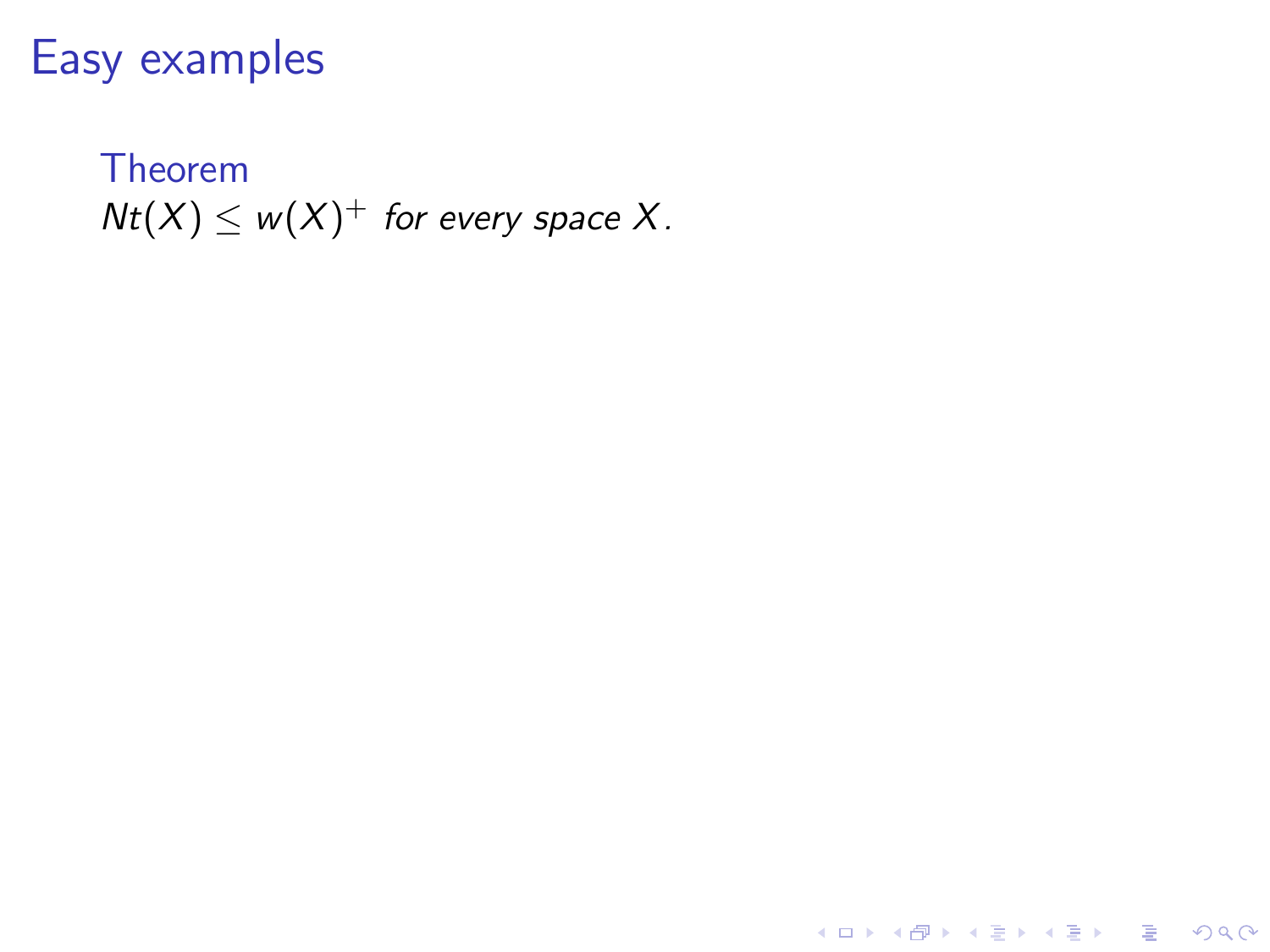# Easy examples

**Theorem**

*$Nt(X) \leq w(X)^+$ for every space $X$.*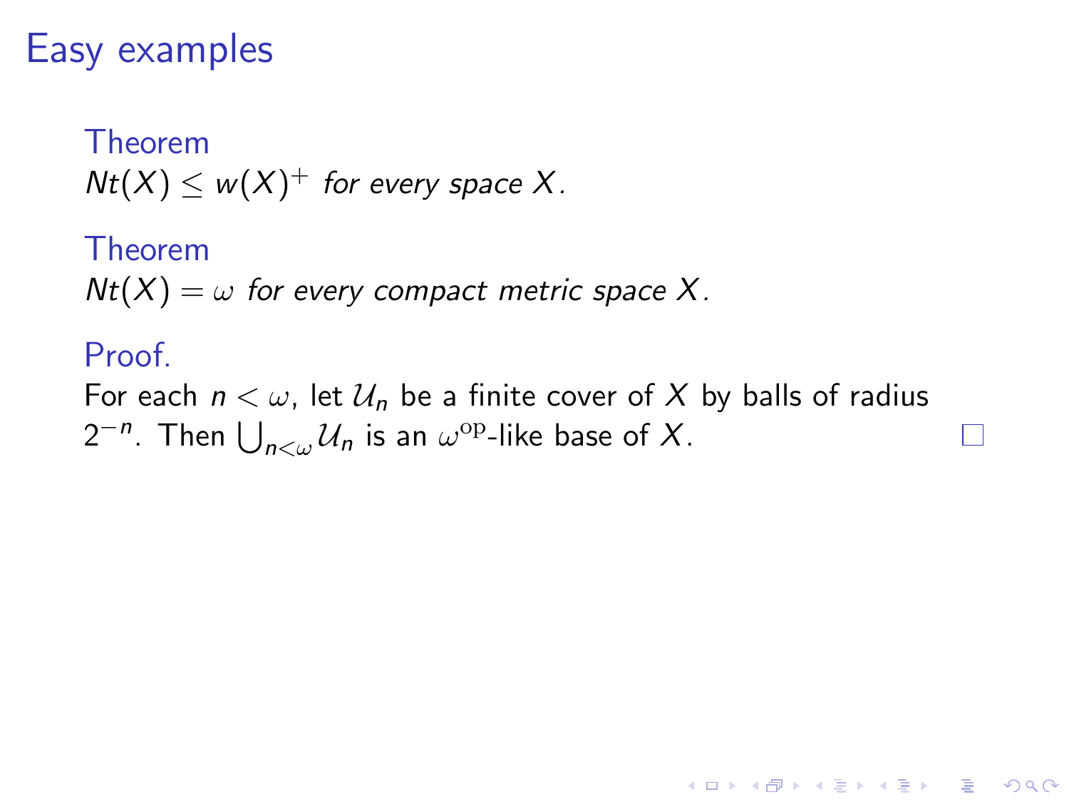## Easy examples

**Theorem**

*$Nt(X) \leq w(X)^+$ for every space $X$.*

**Theorem**

*$Nt(X) = \omega$ for every compact metric space $X$.*

**Proof.**

For each $n < \omega$, let $\mathcal{U}_n$ be a finite cover of $X$ by balls of radius $2^{-n}$. Then $\bigcup_{n<\omega} \mathcal{U}_n$ is an $\omega^{\mathrm{op}}$-like base of $X$. □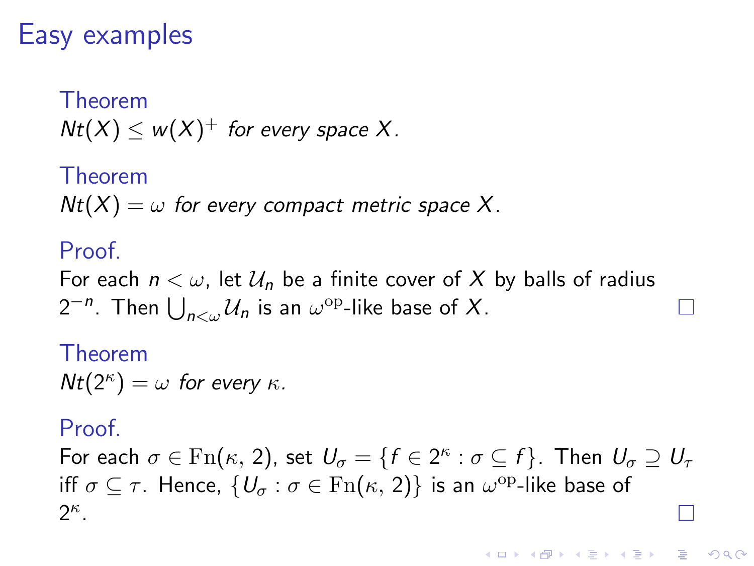# Easy examples

**Theorem**

*$Nt(X) \leq w(X)^+$ for every space $X$.*

**Theorem**

*$Nt(X) = \omega$ for every compact metric space $X$.*

**Proof.**

For each $n < \omega$, let $\mathcal{U}_n$ be a finite cover of $X$ by balls of radius $2^{-n}$. Then $\bigcup_{n<\omega} \mathcal{U}_n$ is an $\omega^{\mathrm{op}}$-like base of $X$. □

**Theorem**

*$Nt(2^\kappa) = \omega$ for every $\kappa$.*

**Proof.**

For each $\sigma \in \mathrm{Fn}(\kappa, 2)$, set $U_\sigma = \{f \in 2^\kappa : \sigma \subseteq f\}$. Then $U_\sigma \supseteq U_\tau$ iff $\sigma \subseteq \tau$. Hence, $\{U_\sigma : \sigma \in \mathrm{Fn}(\kappa, 2)\}$ is an $\omega^{\mathrm{op}}$-like base of $2^\kappa$. □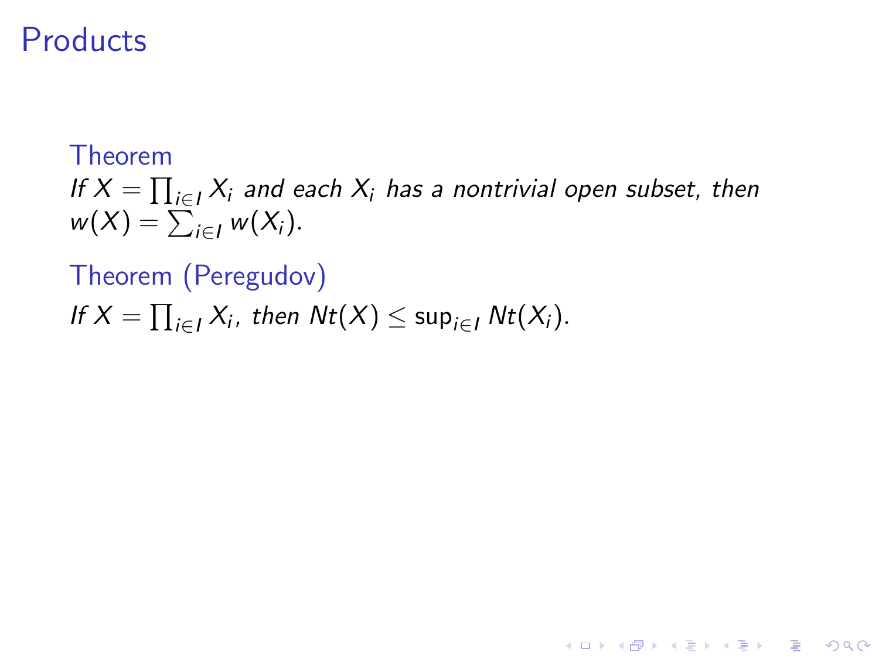# Products

**Theorem**

*If $X = \prod_{i \in I} X_i$ and each $X_i$ has a nontrivial open subset, then $w(X) = \sum_{i \in I} w(X_i)$.*

**Theorem (Peregudov)**

*If $X = \prod_{i \in I} X_i$, then $Nt(X) \leq \sup_{i \in I} Nt(X_i)$.*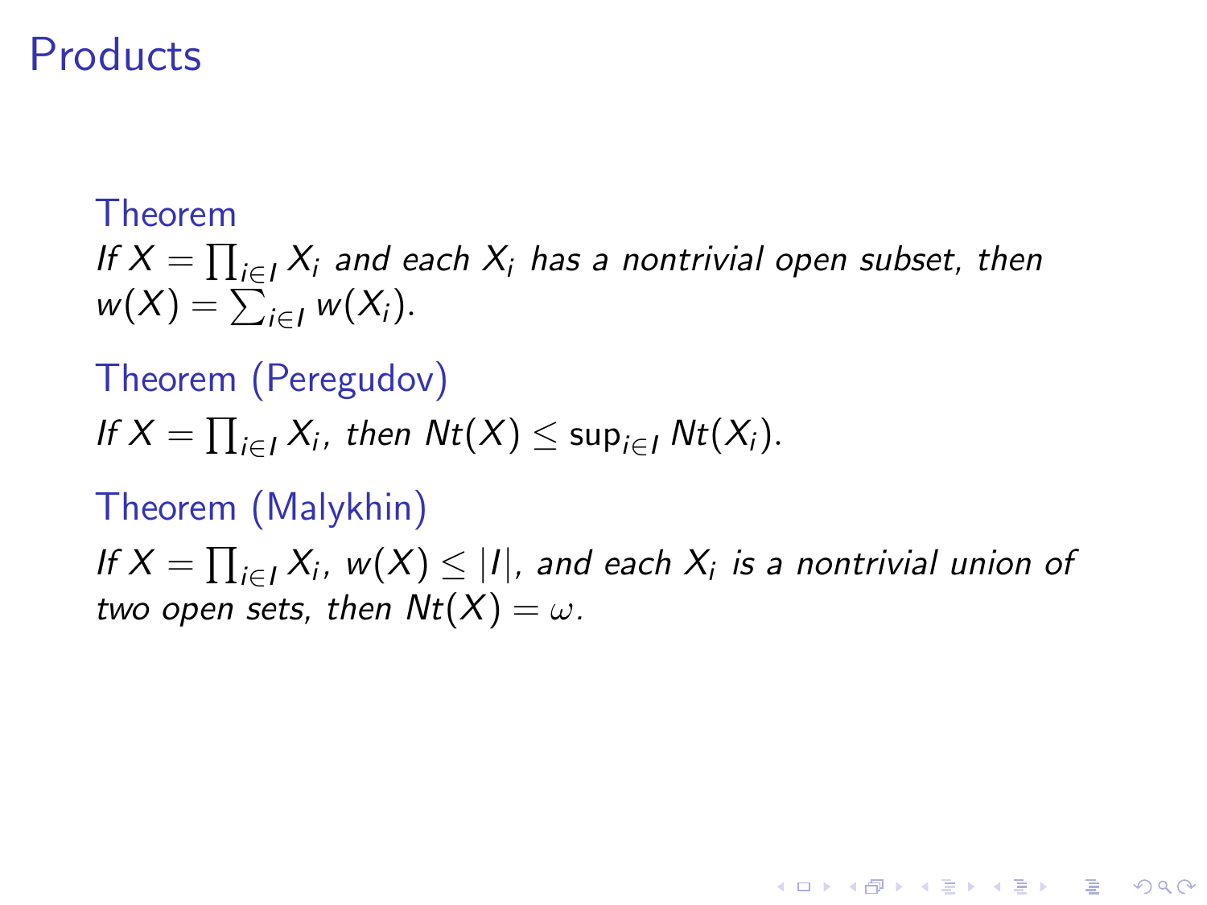# Products

**Theorem**

*If $X = \prod_{i \in I} X_i$ and each $X_i$ has a nontrivial open subset, then $w(X) = \sum_{i \in I} w(X_i)$.*

**Theorem (Peregudov)**

*If $X = \prod_{i \in I} X_i$, then $Nt(X) \leq \sup_{i \in I} Nt(X_i)$.*

**Theorem (Malykhin)**

*If $X = \prod_{i \in I} X_i$, $w(X) \leq |I|$, and each $X_i$ is a nontrivial union of two open sets, then $Nt(X) = \omega$.*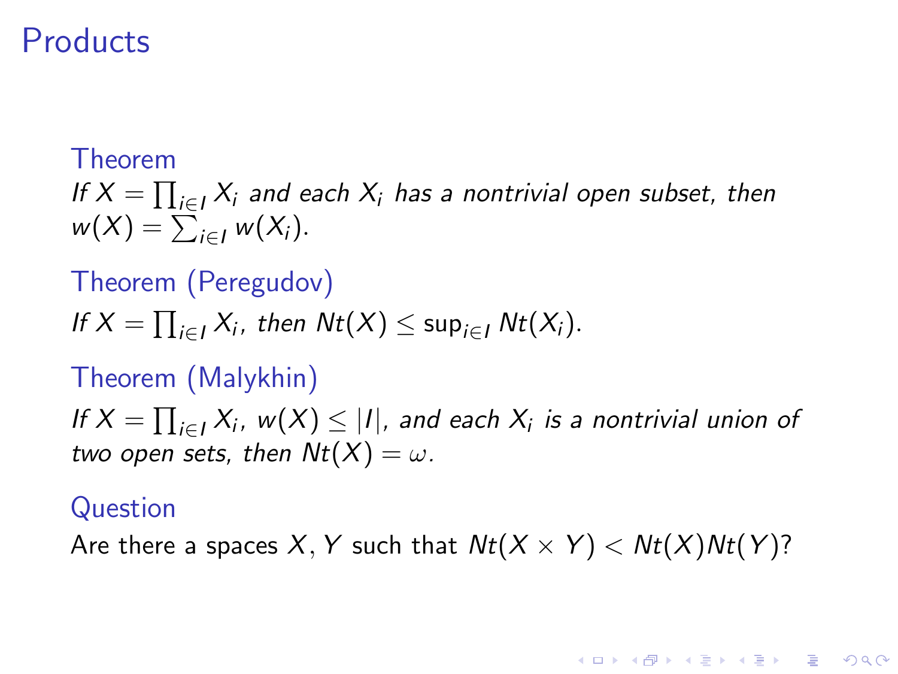# Products

**Theorem**

*If $X = \prod_{i \in I} X_i$ and each $X_i$ has a nontrivial open subset, then $w(X) = \sum_{i \in I} w(X_i)$.*

**Theorem (Peregudov)**

*If $X = \prod_{i \in I} X_i$, then $Nt(X) \leq \sup_{i \in I} Nt(X_i)$.*

**Theorem (Malykhin)**

*If $X = \prod_{i \in I} X_i$, $w(X) \leq |I|$, and each $X_i$ is a nontrivial union of two open sets, then $Nt(X) = \omega$.*

**Question**

Are there a spaces $X, Y$ such that $Nt(X \times Y) < Nt(X)Nt(Y)$?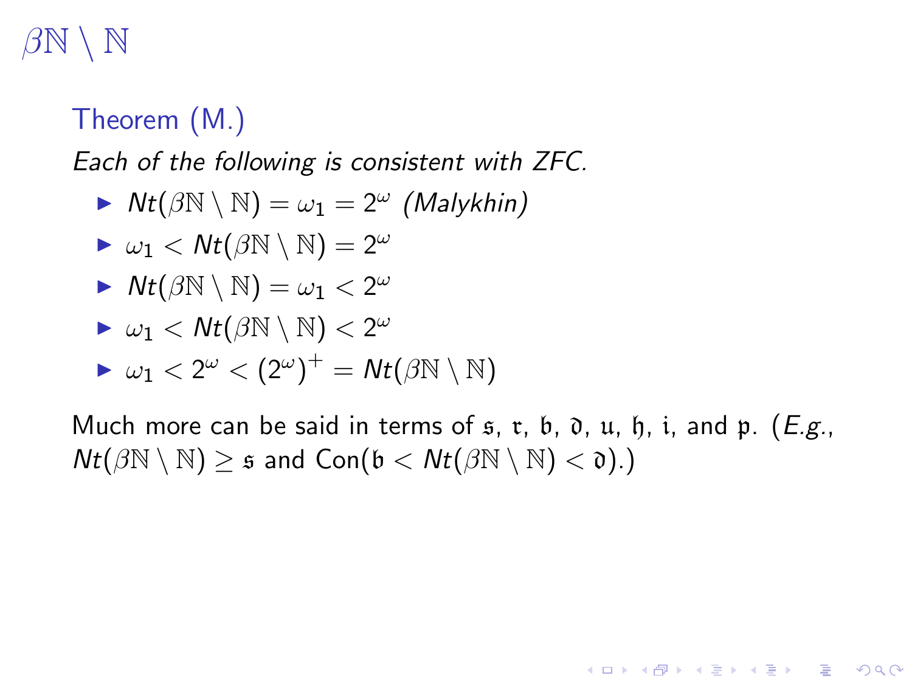# $\beta\mathbb{N} \setminus \mathbb{N}$

**Theorem (M.)**

*Each of the following is consistent with ZFC.*

- $Nt(\beta\mathbb{N} \setminus \mathbb{N}) = \omega_1 = 2^\omega$ *(Malykhin)*
- $\omega_1 < Nt(\beta\mathbb{N} \setminus \mathbb{N}) = 2^\omega$
- $Nt(\beta\mathbb{N} \setminus \mathbb{N}) = \omega_1 < 2^\omega$
- $\omega_1 < Nt(\beta\mathbb{N} \setminus \mathbb{N}) < 2^\omega$
- $\omega_1 < 2^\omega < (2^\omega)^+ = Nt(\beta\mathbb{N} \setminus \mathbb{N})$

Much more can be said in terms of $\mathfrak{s}$, $\mathfrak{r}$, $\mathfrak{b}$, $\mathfrak{d}$, $\mathfrak{u}$, $\mathfrak{h}$, $\mathfrak{i}$, and $\mathfrak{p}$. (*E.g.*, $Nt(\beta\mathbb{N} \setminus \mathbb{N}) \geq \mathfrak{s}$ and $\mathrm{Con}(\mathfrak{b} < Nt(\beta\mathbb{N} \setminus \mathbb{N}) < \mathfrak{d})$.)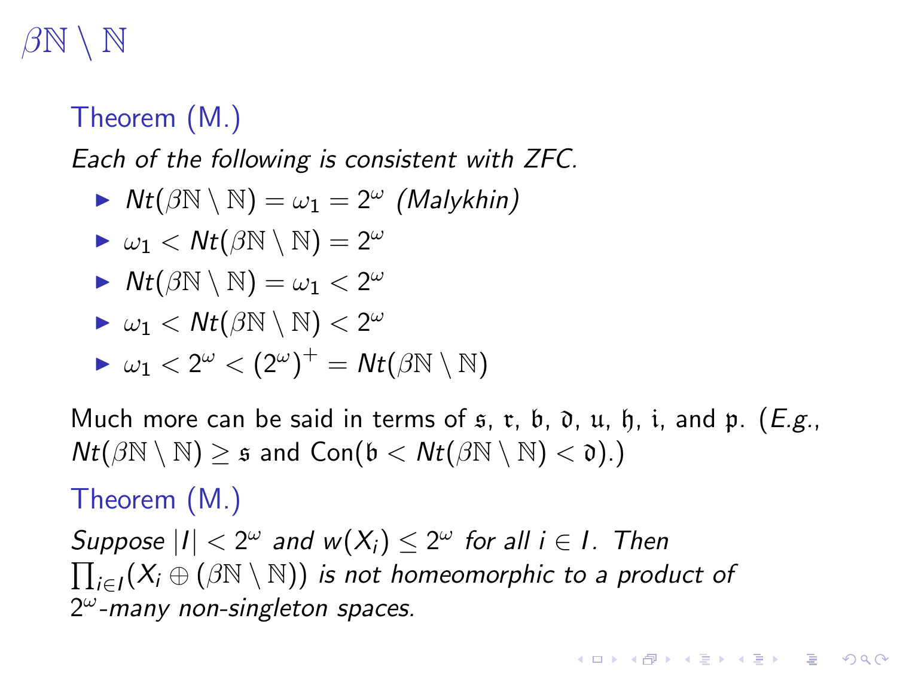# $\beta\mathbb{N} \setminus \mathbb{N}$

**Theorem (M.)**

*Each of the following is consistent with ZFC.*

- $Nt(\beta\mathbb{N} \setminus \mathbb{N}) = \omega_1 = 2^\omega$ *(Malykhin)*
- $\omega_1 < Nt(\beta\mathbb{N} \setminus \mathbb{N}) = 2^\omega$
- $Nt(\beta\mathbb{N} \setminus \mathbb{N}) = \omega_1 < 2^\omega$
- $\omega_1 < Nt(\beta\mathbb{N} \setminus \mathbb{N}) < 2^\omega$
- $\omega_1 < 2^\omega < (2^\omega)^+ = Nt(\beta\mathbb{N} \setminus \mathbb{N})$

Much more can be said in terms of $\mathfrak{s}$, $\mathfrak{r}$, $\mathfrak{b}$, $\mathfrak{d}$, $\mathfrak{u}$, $\mathfrak{h}$, $\mathfrak{i}$, and $\mathfrak{p}$. (*E.g.*, $Nt(\beta\mathbb{N} \setminus \mathbb{N}) \geq \mathfrak{s}$ and $\text{Con}(\mathfrak{b} < Nt(\beta\mathbb{N} \setminus \mathbb{N}) < \mathfrak{d})$.)

**Theorem (M.)**

*Suppose $|I| < 2^\omega$ and $w(X_i) \leq 2^\omega$ for all $i \in I$. Then $\prod_{i \in I}(X_i \oplus (\beta\mathbb{N} \setminus \mathbb{N}))$ is not homeomorphic to a product of $2^\omega$-many non-singleton spaces.*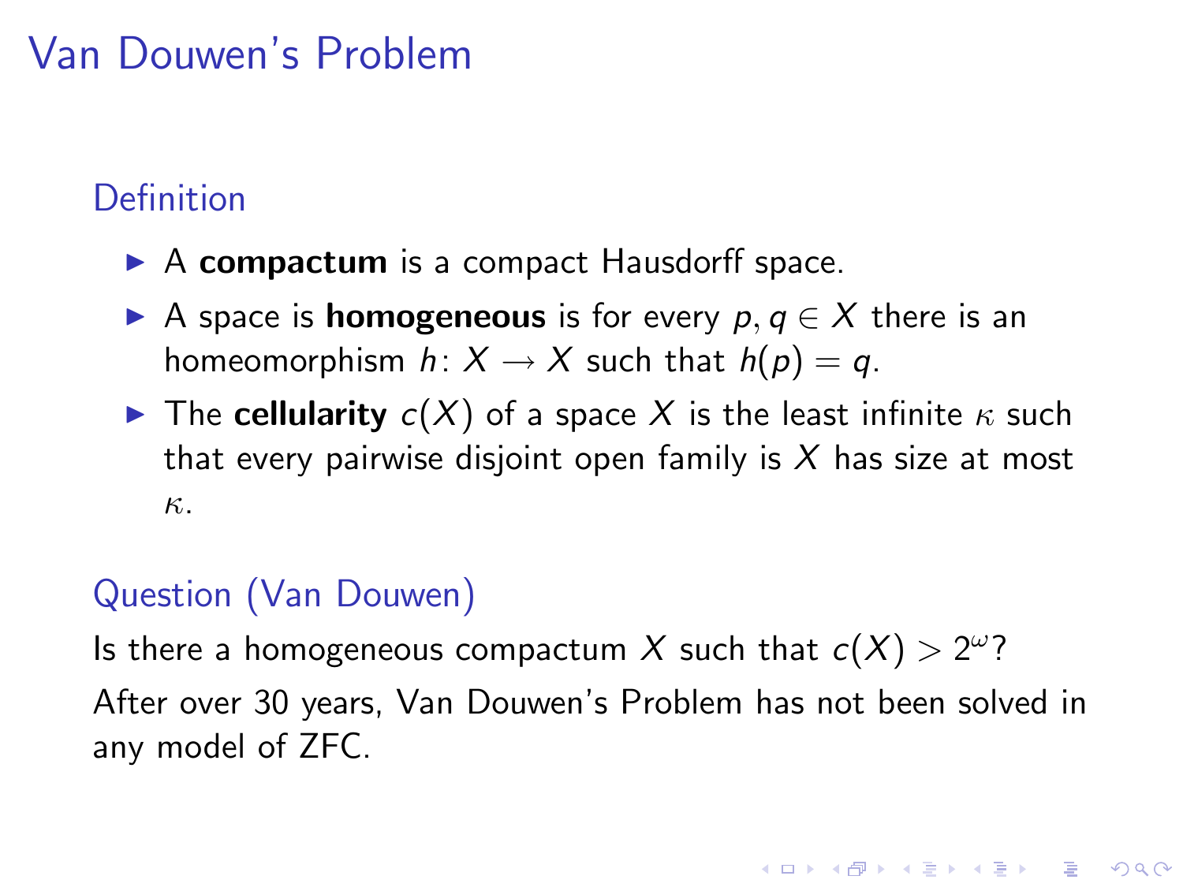# Van Douwen's Problem

## Definition

- A **compactum** is a compact Hausdorff space.
- A space is **homogeneous** is for every $p, q \in X$ there is an homeomorphism $h\colon X \to X$ such that $h(p) = q$.
- The **cellularity** $c(X)$ of a space $X$ is the least infinite $\kappa$ such that every pairwise disjoint open family is $X$ has size at most $\kappa$.

## Question (Van Douwen)

Is there a homogeneous compactum $X$ such that $c(X) > 2^{\omega}$?

After over 30 years, Van Douwen's Problem has not been solved in any model of ZFC.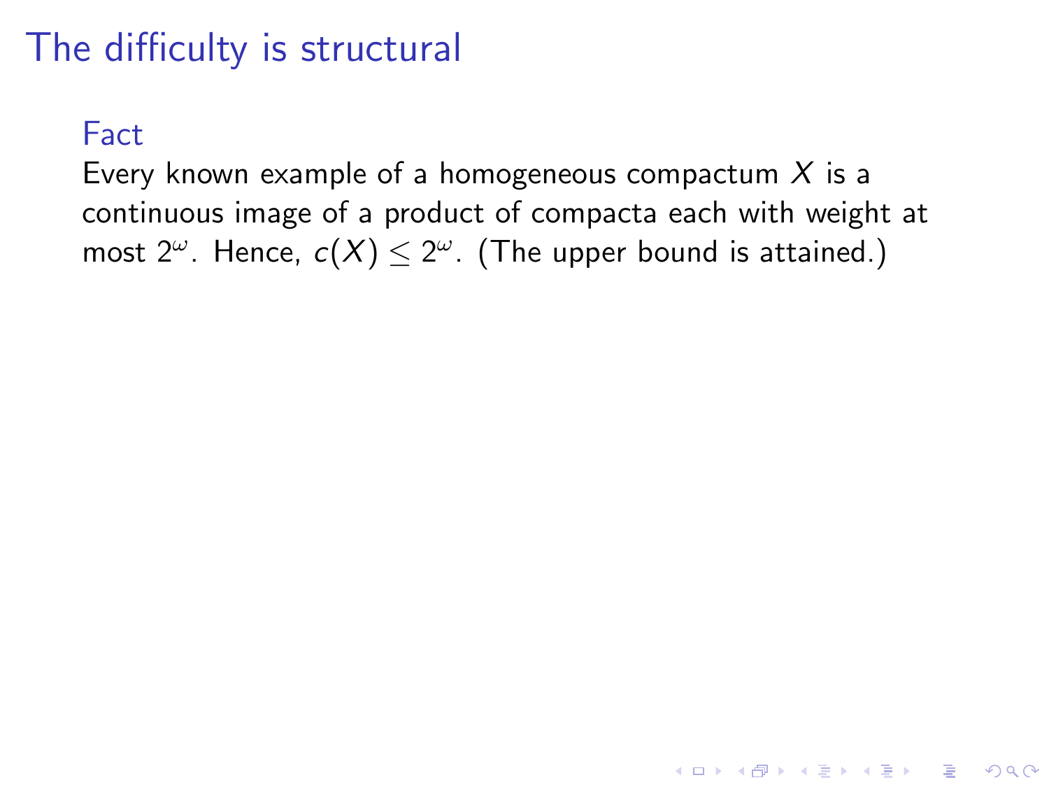# The difficulty is structural

### Fact

Every known example of a homogeneous compactum $X$ is a continuous image of a product of compacta each with weight at most $2^\omega$. Hence, $c(X) \leq 2^\omega$. (The upper bound is attained.)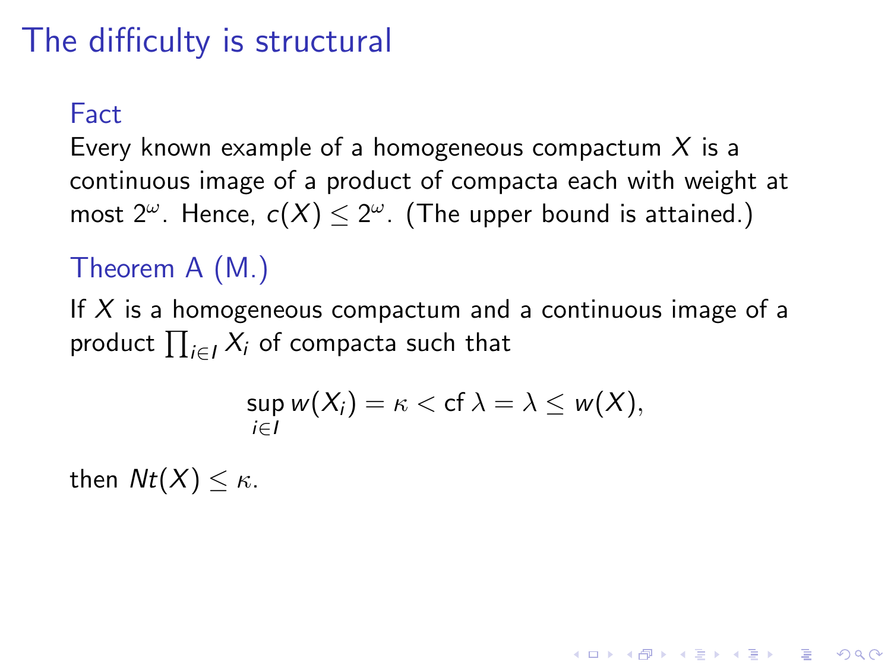# The difficulty is structural

### Fact

Every known example of a homogeneous compactum $X$ is a continuous image of a product of compacta each with weight at most $2^\omega$. Hence, $c(X) \leq 2^\omega$. (The upper bound is attained.)

### Theorem A (M.)

If $X$ is a homogeneous compactum and a continuous image of a product $\prod_{i \in I} X_i$ of compacta such that

$$\sup_{i \in I} w(X_i) = \kappa < \operatorname{cf} \lambda = \lambda \leq w(X),$$

then $Nt(X) \leq \kappa$.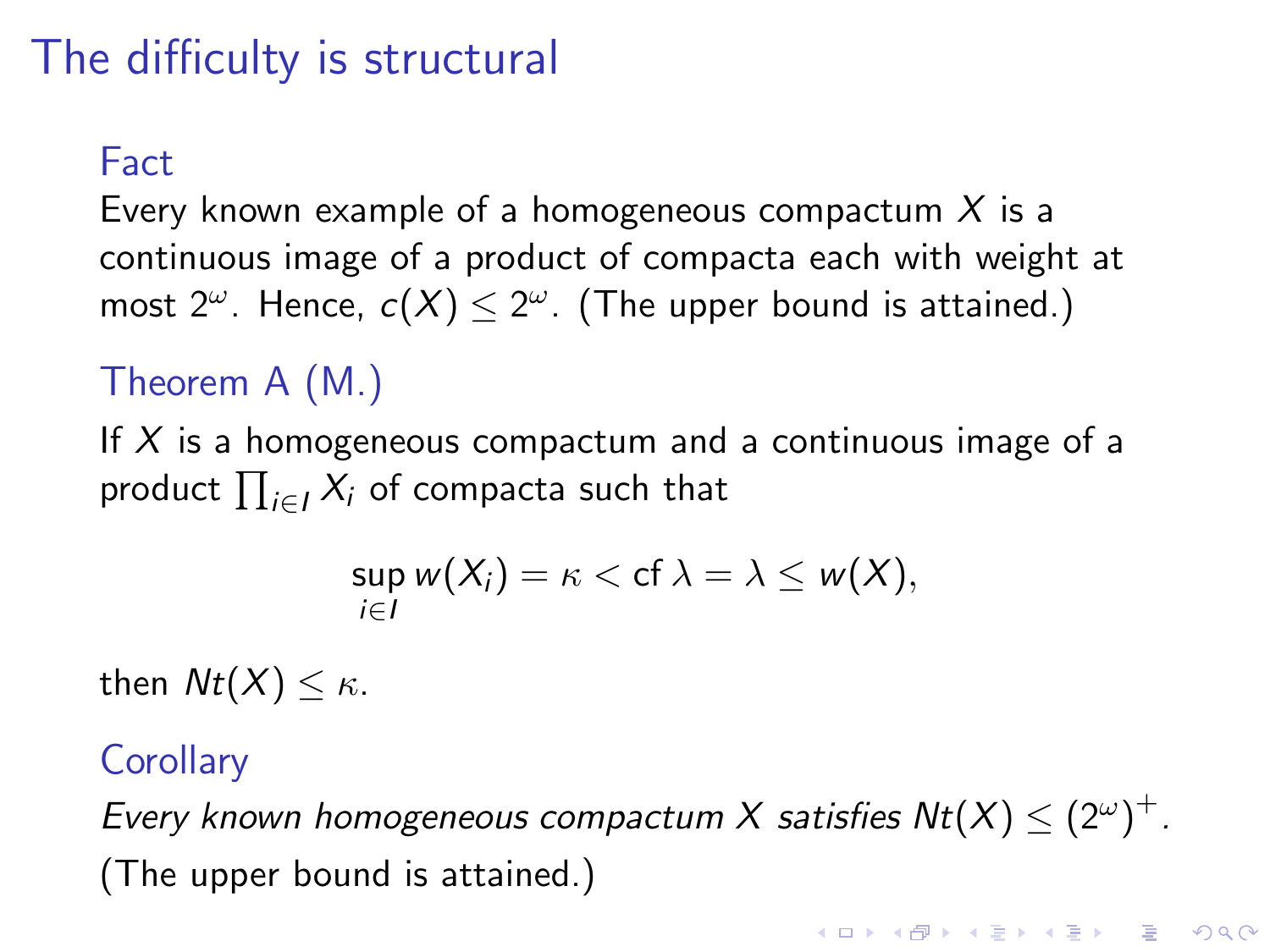# The difficulty is structural

### Fact

Every known example of a homogeneous compactum $X$ is a continuous image of a product of compacta each with weight at most $2^\omega$. Hence, $c(X) \leq 2^\omega$. (The upper bound is attained.)

### Theorem A (M.)

If $X$ is a homogeneous compactum and a continuous image of a product $\prod_{i \in I} X_i$ of compacta such that

$$\sup_{i \in I} w(X_i) = \kappa < \operatorname{cf} \lambda = \lambda \leq w(X),$$

then $Nt(X) \leq \kappa$.

### Corollary

*Every known homogeneous compactum $X$ satisfies $Nt(X) \leq (2^\omega)^+$.*

(The upper bound is attained.)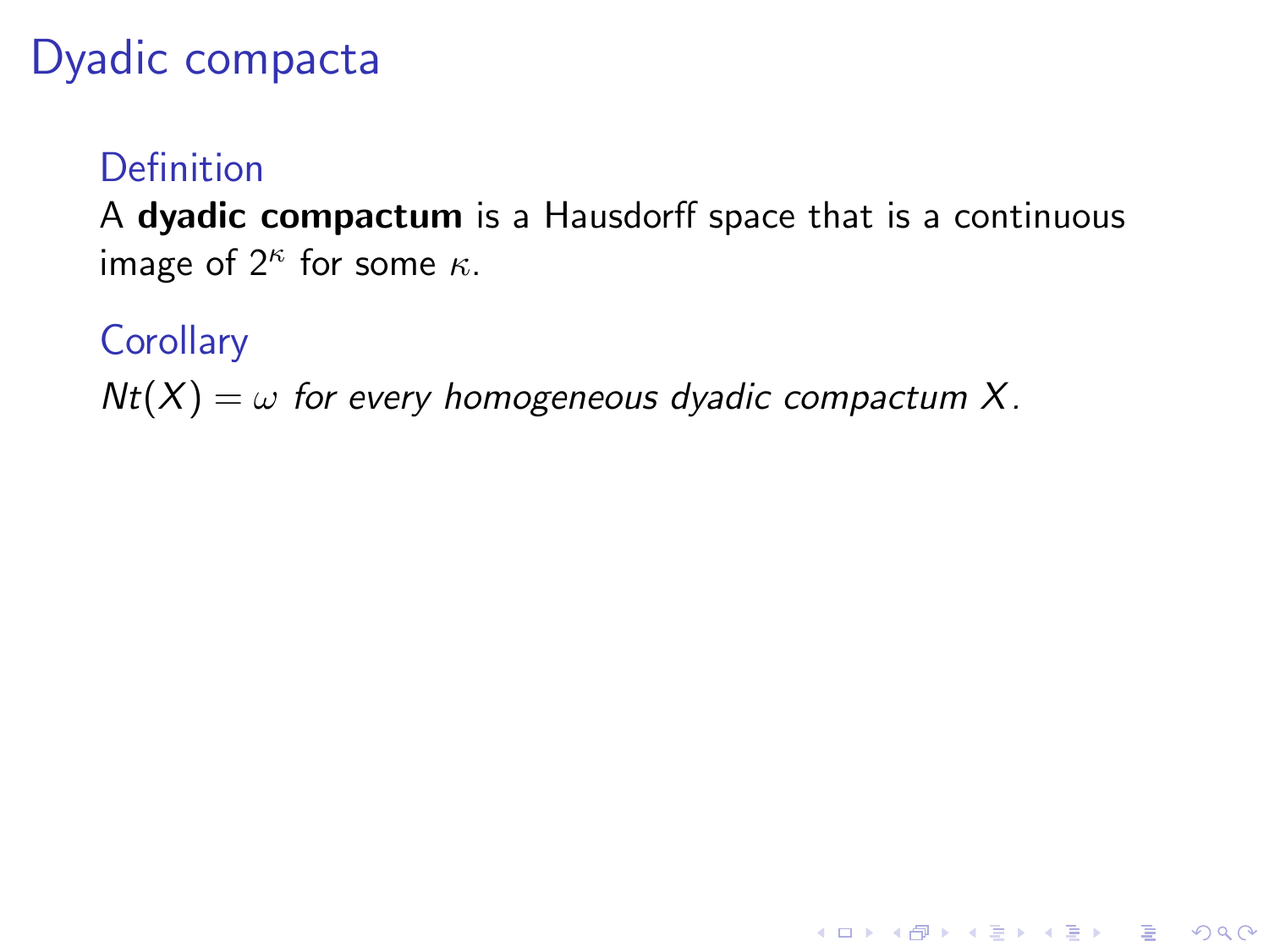# Dyadic compacta

### Definition

A **dyadic compactum** is a Hausdorff space that is a continuous image of $2^\kappa$ for some $\kappa$.

### Corollary

*$Nt(X) = \omega$ for every homogeneous dyadic compactum $X$.*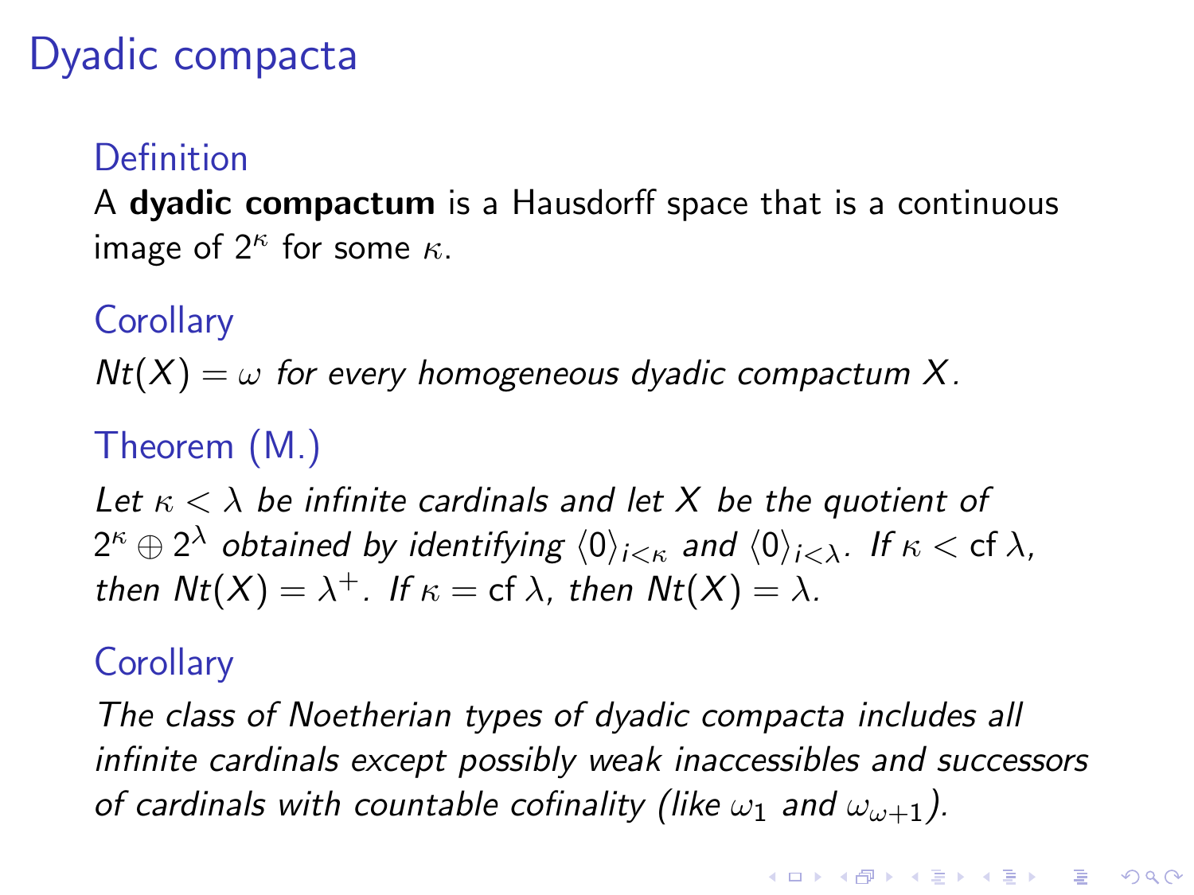# Dyadic compacta

### Definition

A **dyadic compactum** is a Hausdorff space that is a continuous image of $2^\kappa$ for some $\kappa$.

### Corollary

*$Nt(X) = \omega$ for every homogeneous dyadic compactum $X$.*

### Theorem (M.)

*Let $\kappa < \lambda$ be infinite cardinals and let $X$ be the quotient of $2^\kappa \oplus 2^\lambda$ obtained by identifying $\langle 0 \rangle_{i<\kappa}$ and $\langle 0 \rangle_{i<\lambda}$. If $\kappa < \operatorname{cf} \lambda$, then $Nt(X) = \lambda^+$. If $\kappa = \operatorname{cf} \lambda$, then $Nt(X) = \lambda$.*

### Corollary

*The class of Noetherian types of dyadic compacta includes all infinite cardinals except possibly weak inaccessibles and successors of cardinals with countable cofinality (like $\omega_1$ and $\omega_{\omega+1}$).*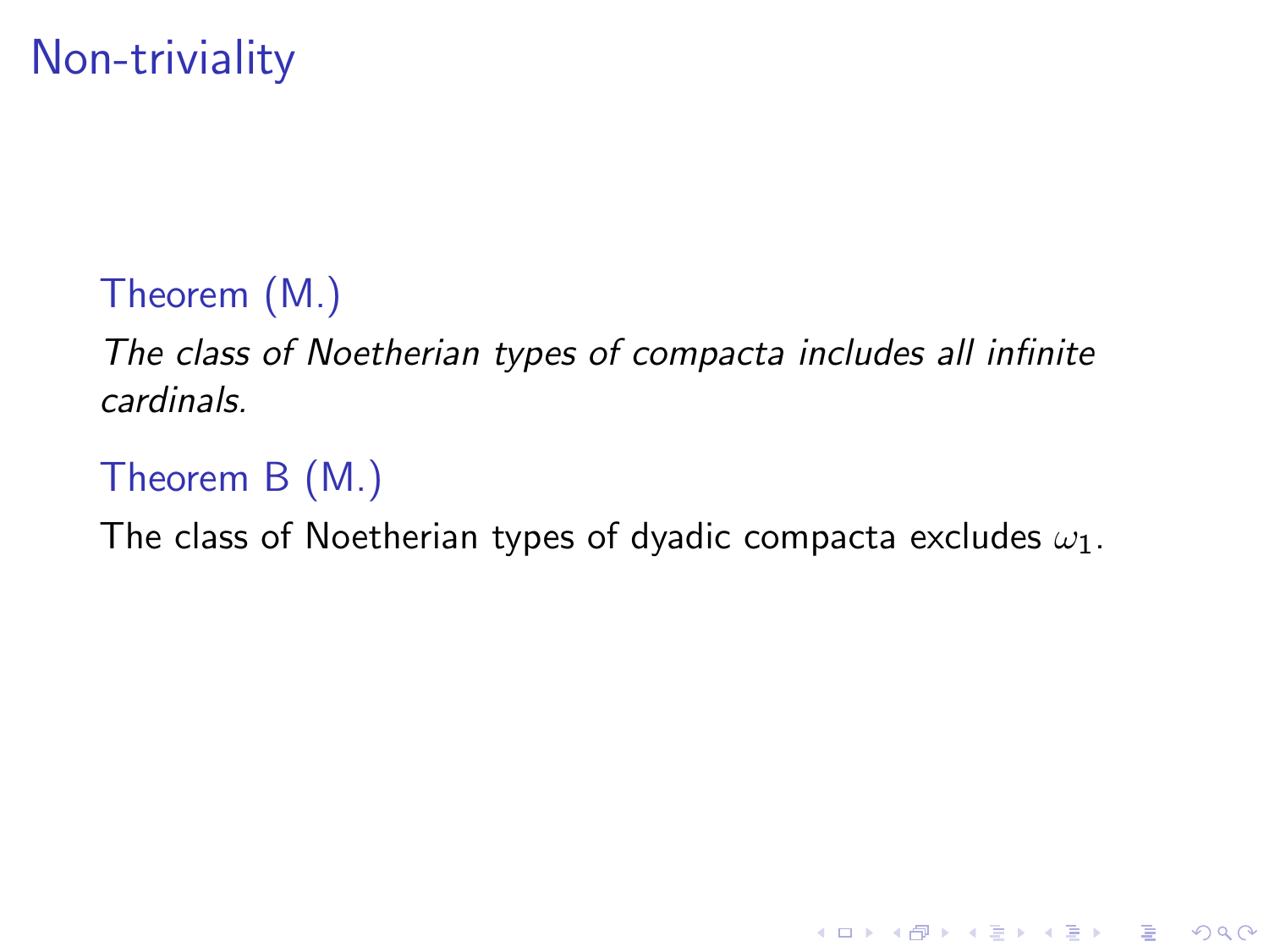# Non-triviality

**Theorem (M.)**

*The class of Noetherian types of compacta includes all infinite cardinals.*

**Theorem B (M.)**

The class of Noetherian types of dyadic compacta excludes $\omega_1$.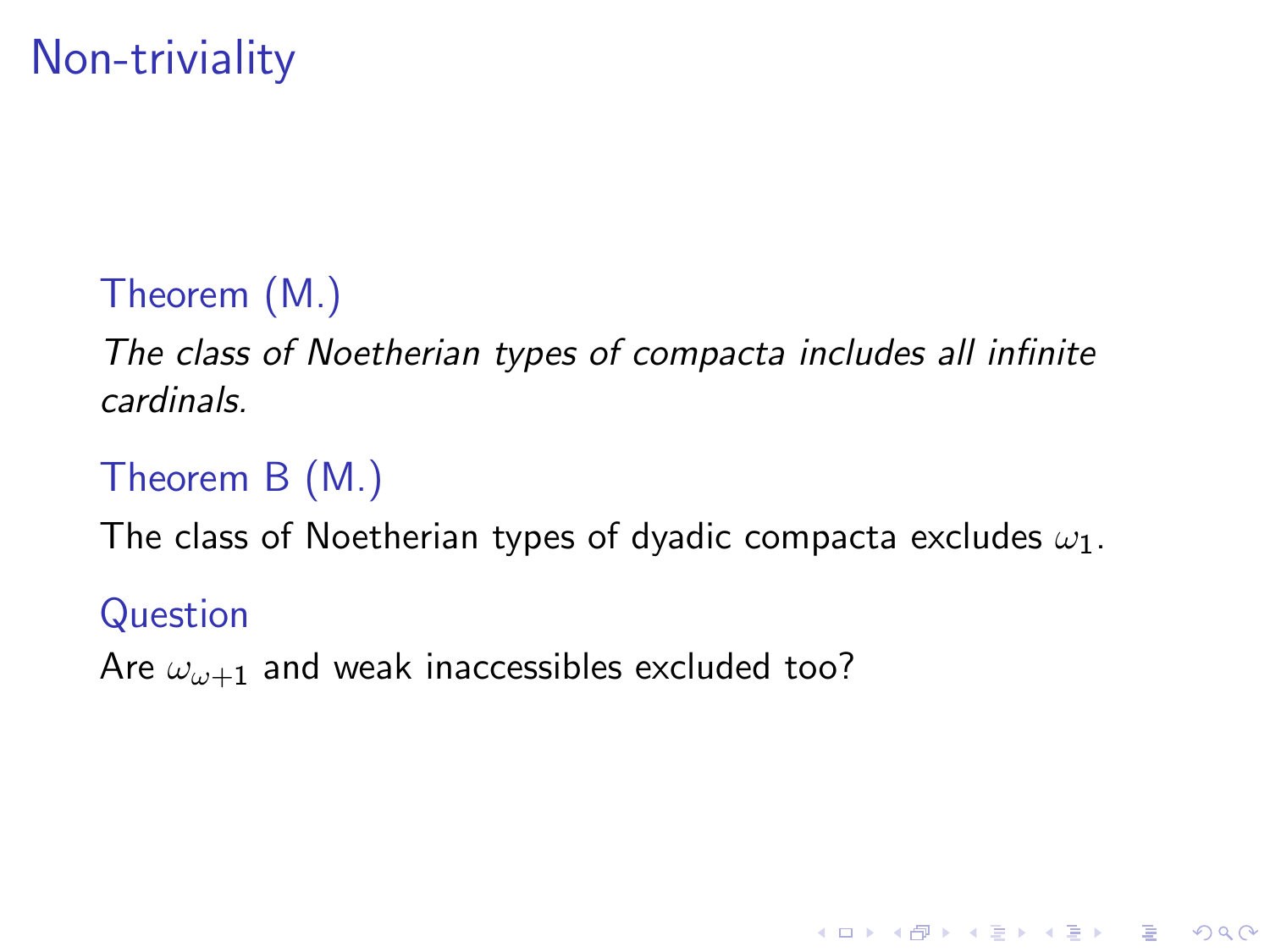# Non-triviality

**Theorem (M.)**

*The class of Noetherian types of compacta includes all infinite cardinals.*

**Theorem B (M.)**

The class of Noetherian types of dyadic compacta excludes $\omega_1$.

**Question**

Are $\omega_{\omega+1}$ and weak inaccessibles excluded too?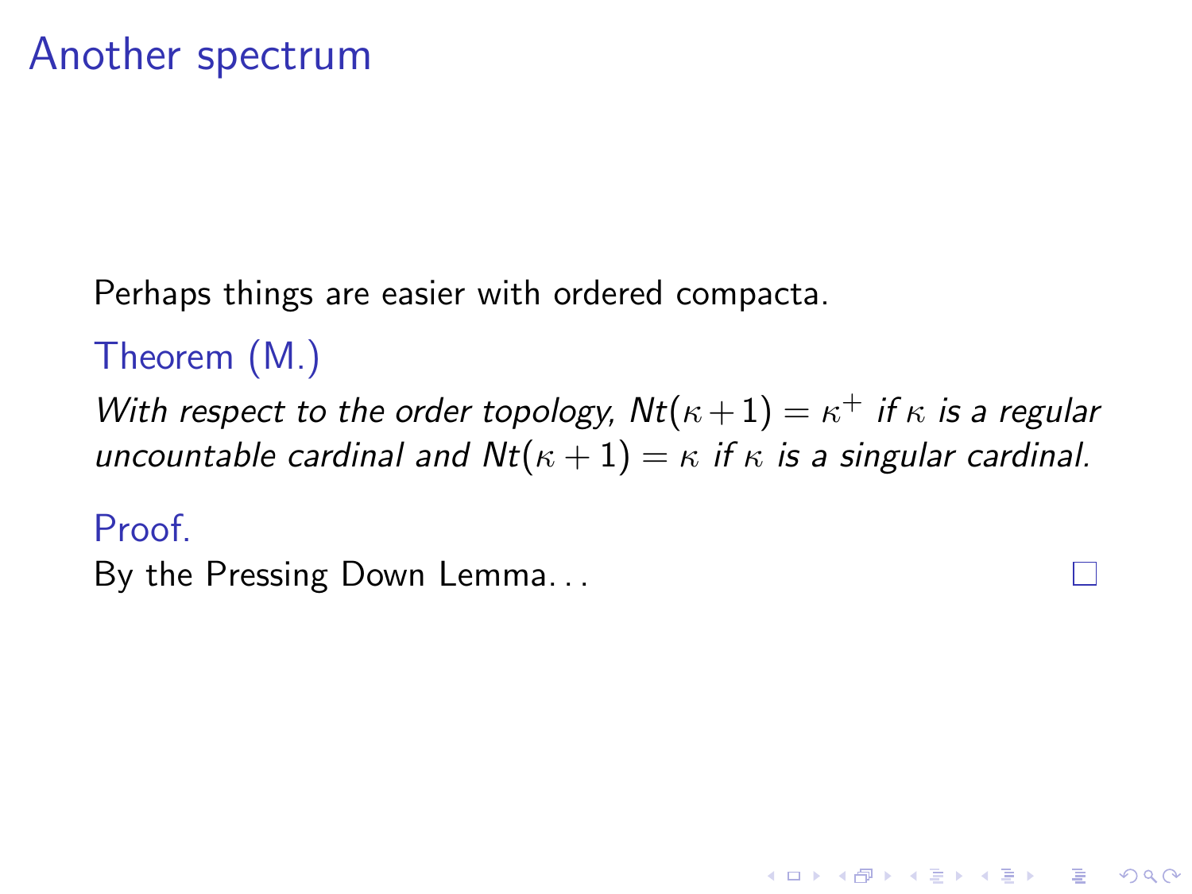# Another spectrum

Perhaps things are easier with ordered compacta.

**Theorem (M.)**

*With respect to the order topology, $Nt(\kappa+1)=\kappa^+$ if $\kappa$ is a regular uncountable cardinal and $Nt(\kappa+1)=\kappa$ if $\kappa$ is a singular cardinal.*

**Proof.**

By the Pressing Down Lemma... □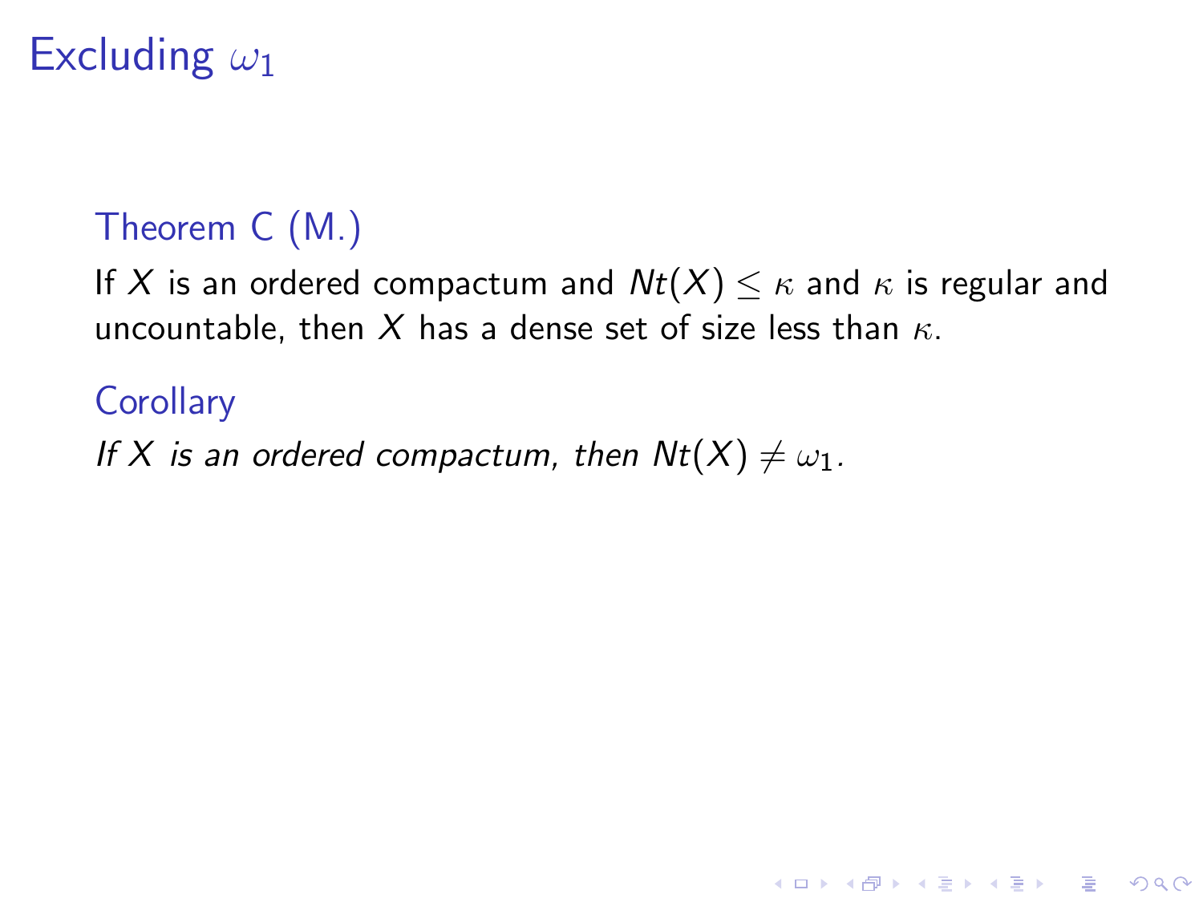# Excluding $\omega_1$

**Theorem C (M.)**

If $X$ is an ordered compactum and $Nt(X) \leq \kappa$ and $\kappa$ is regular and uncountable, then $X$ has a dense set of size less than $\kappa$.

**Corollary**

*If $X$ is an ordered compactum, then $Nt(X) \neq \omega_1$.*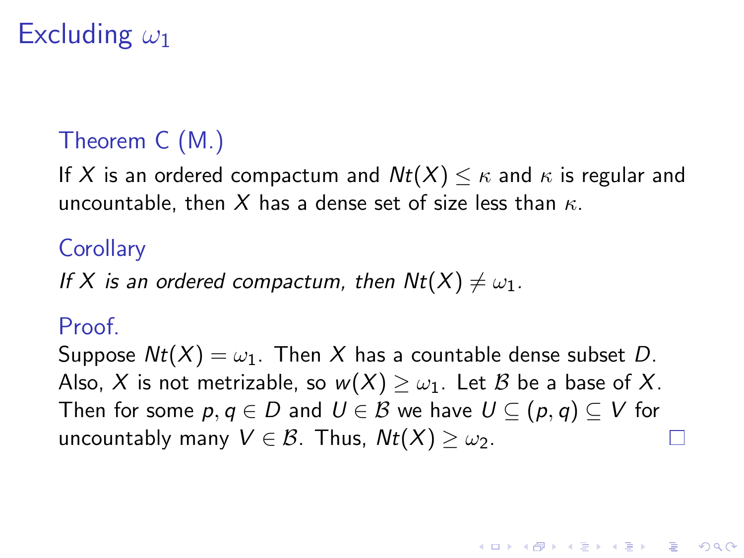# Excluding $\omega_1$

**Theorem C (M.)**

If $X$ is an ordered compactum and $Nt(X) \leq \kappa$ and $\kappa$ is regular and uncountable, then $X$ has a dense set of size less than $\kappa$.

**Corollary**

*If $X$ is an ordered compactum, then $Nt(X) \neq \omega_1$.*

**Proof.**

Suppose $Nt(X) = \omega_1$. Then $X$ has a countable dense subset $D$. Also, $X$ is not metrizable, so $w(X) \geq \omega_1$. Let $\mathcal{B}$ be a base of $X$. Then for some $p, q \in D$ and $U \in \mathcal{B}$ we have $U \subseteq (p, q) \subseteq V$ for uncountably many $V \in \mathcal{B}$. Thus, $Nt(X) \geq \omega_2$. □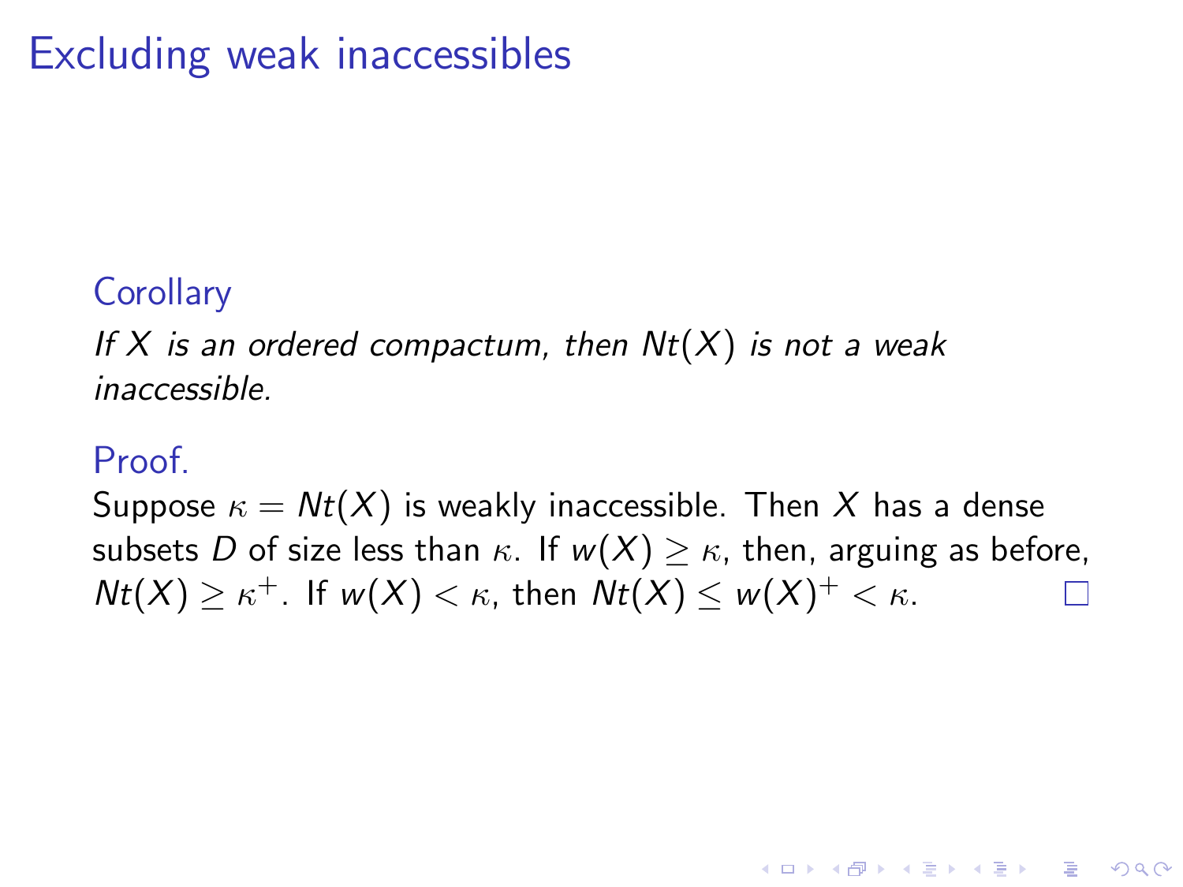# Excluding weak inaccessibles

**Corollary**

*If $X$ is an ordered compactum, then $Nt(X)$ is not a weak inaccessible.*

**Proof.**

Suppose $\kappa = Nt(X)$ is weakly inaccessible. Then $X$ has a dense subsets $D$ of size less than $\kappa$. If $w(X) \geq \kappa$, then, arguing as before, $Nt(X) \geq \kappa^+$. If $w(X) < \kappa$, then $Nt(X) \leq w(X)^+ < \kappa$. □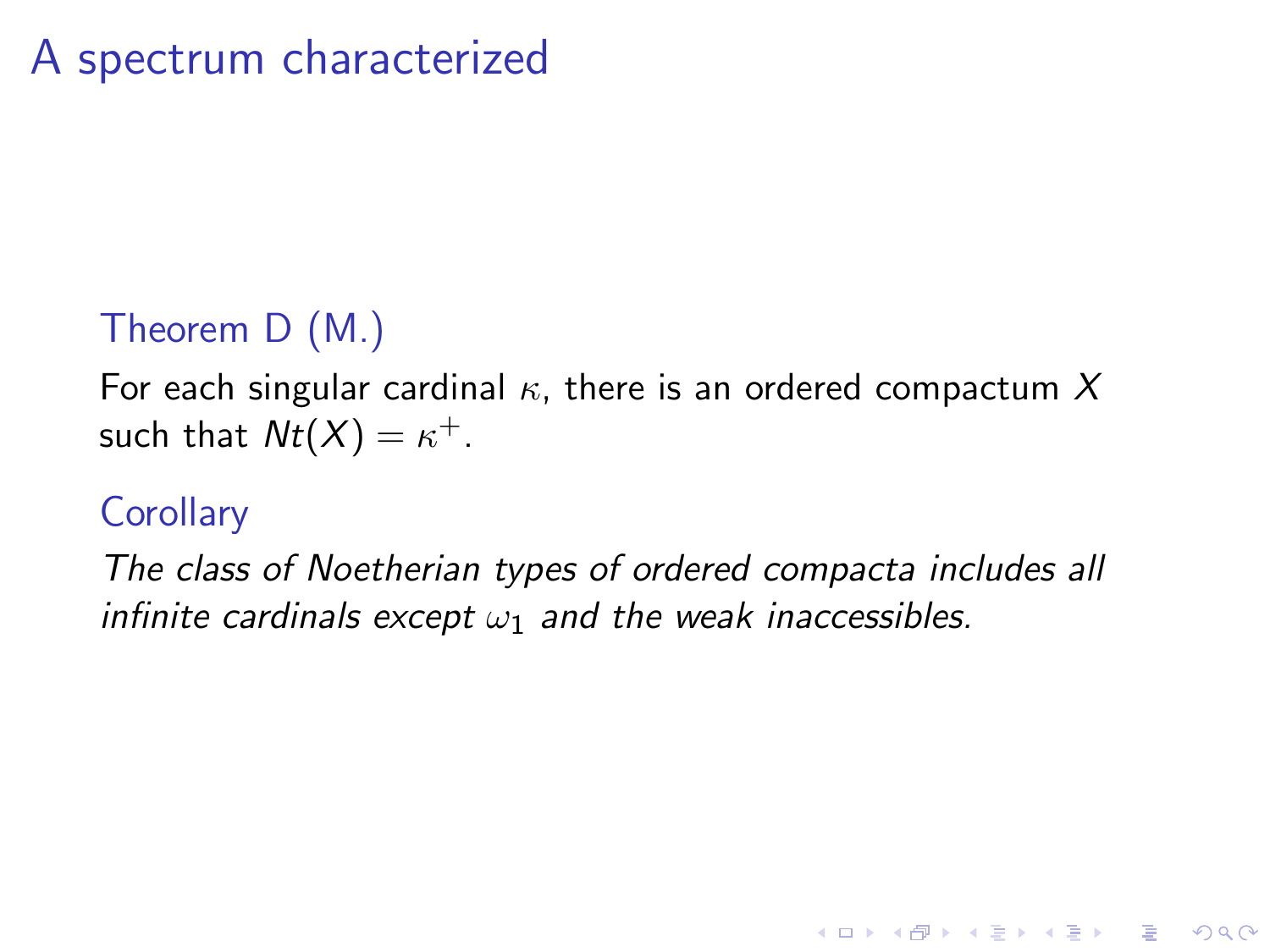# A spectrum characterized

### Theorem D (M.)

For each singular cardinal $\kappa$, there is an ordered compactum $X$ such that $Nt(X) = \kappa^+$.

### Corollary

*The class of Noetherian types of ordered compacta includes all infinite cardinals except $\omega_1$ and the weak inaccessibles.*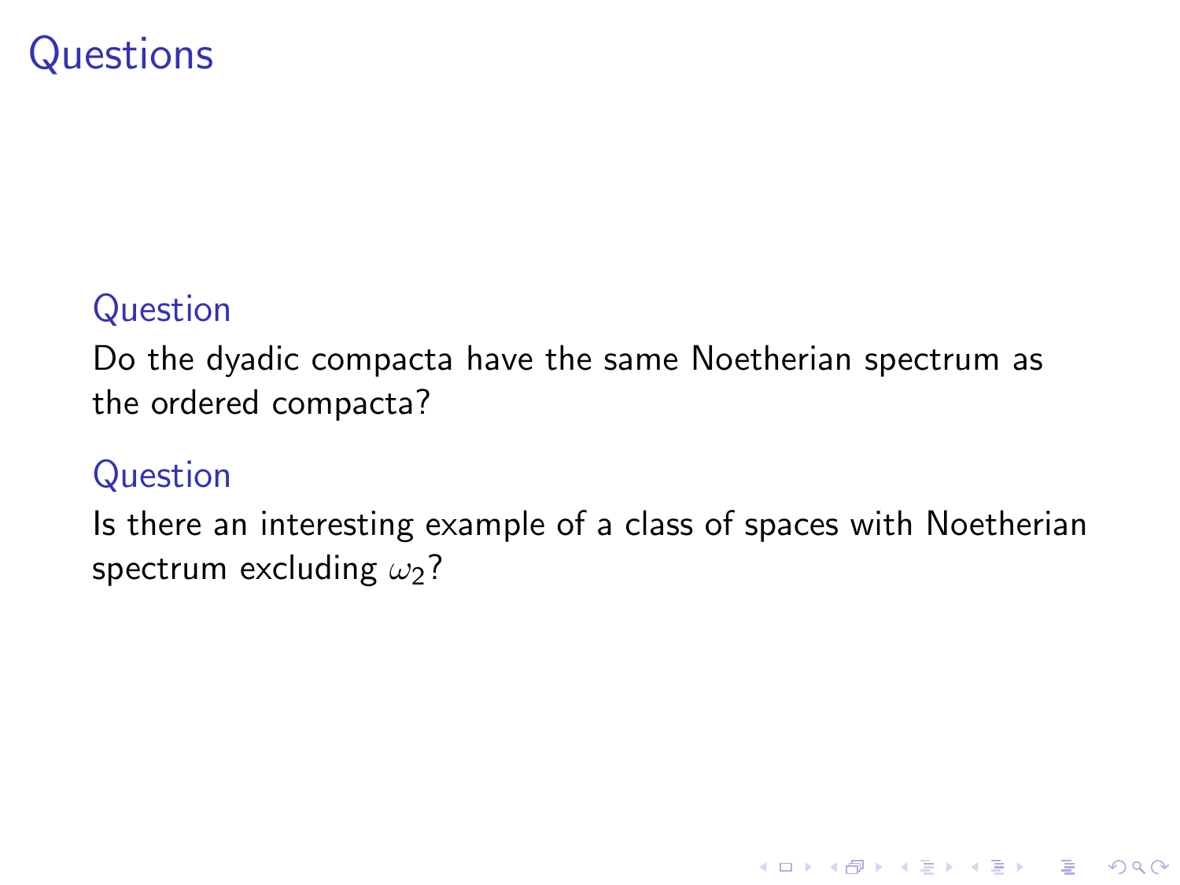# Questions

### Question

Do the dyadic compacta have the same Noetherian spectrum as the ordered compacta?

### Question

Is there an interesting example of a class of spaces with Noetherian spectrum excluding $\omega_2$?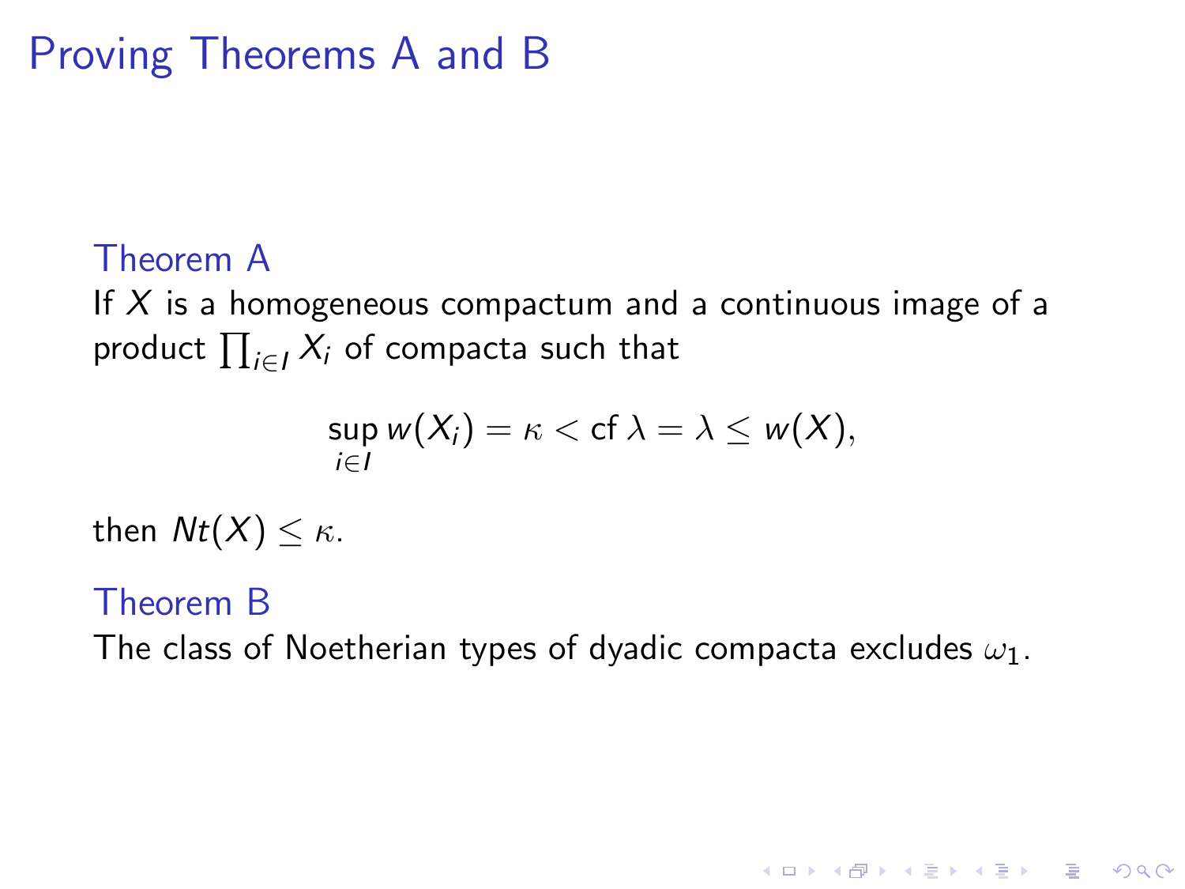# Proving Theorems A and B

### Theorem A

If $X$ is a homogeneous compactum and a continuous image of a product $\prod_{i \in I} X_i$ of compacta such that

$$\sup_{i \in I} w(X_i) = \kappa < \operatorname{cf} \lambda = \lambda \leq w(X),$$

then $Nt(X) \leq \kappa$.

### Theorem B

The class of Noetherian types of dyadic compacta excludes $\omega_1$.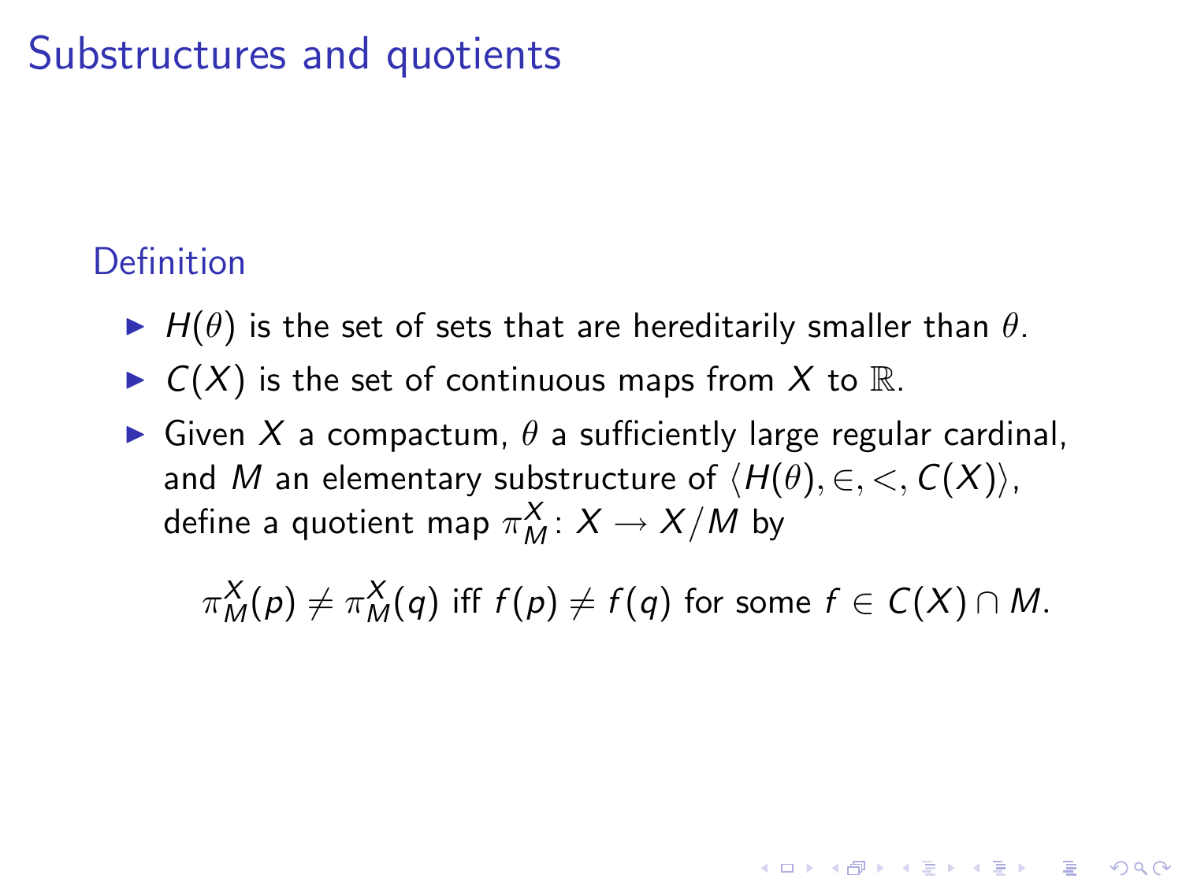# Substructures and quotients

## Definition

- $H(\theta)$ is the set of sets that are hereditarily smaller than $\theta$.
- $C(X)$ is the set of continuous maps from $X$ to $\mathbb{R}$.
- Given $X$ a compactum, $\theta$ a sufficiently large regular cardinal, and $M$ an elementary substructure of $\langle H(\theta), \in, <, C(X) \rangle$, define a quotient map $\pi^X_M \colon X \to X/M$ by

$$\pi^X_M(p) \neq \pi^X_M(q) \text{ iff } f(p) \neq f(q) \text{ for some } f \in C(X) \cap M.$$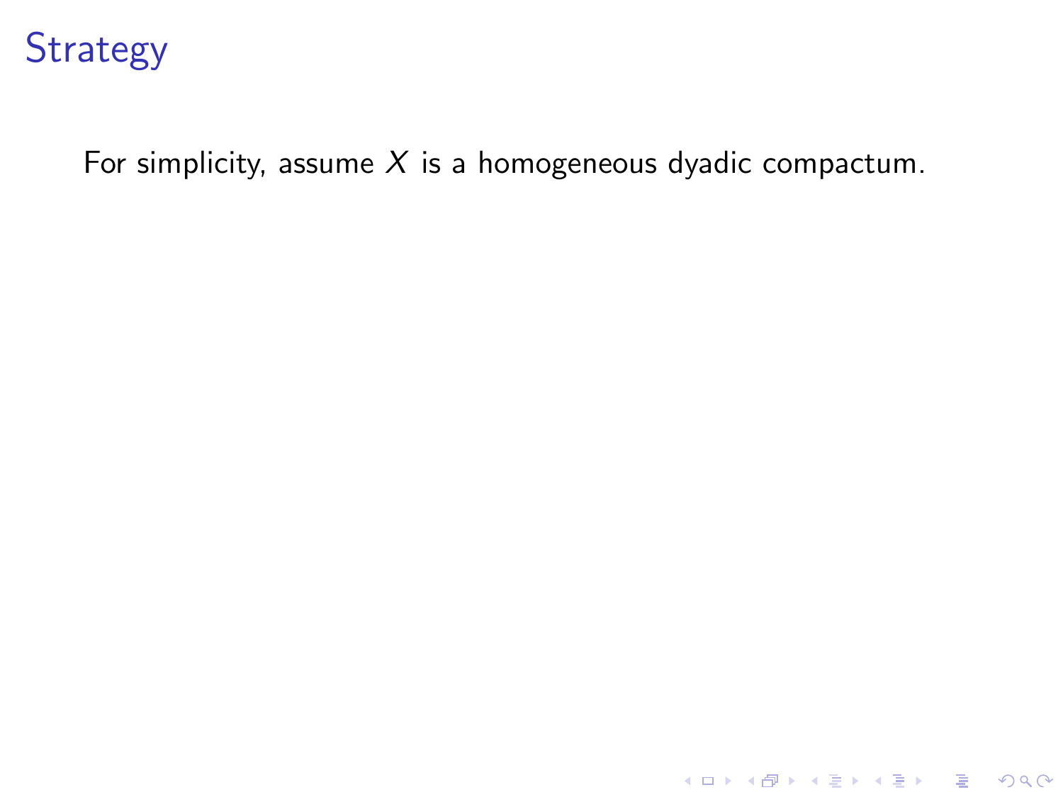# Strategy

For simplicity, assume $X$ is a homogeneous dyadic compactum.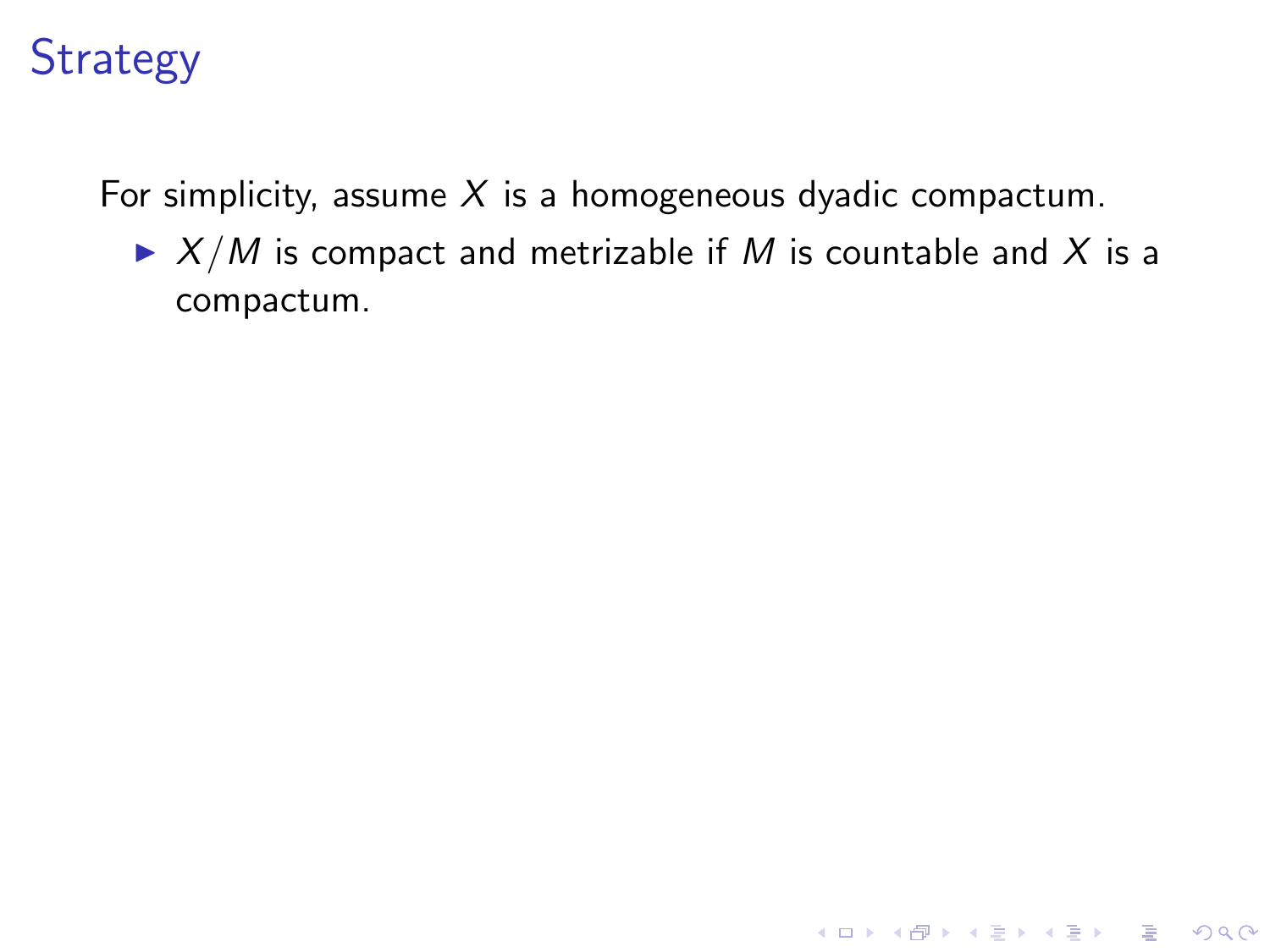# Strategy

For simplicity, assume $X$ is a homogeneous dyadic compactum.

- $X/M$ is compact and metrizable if $M$ is countable and $X$ is a compactum.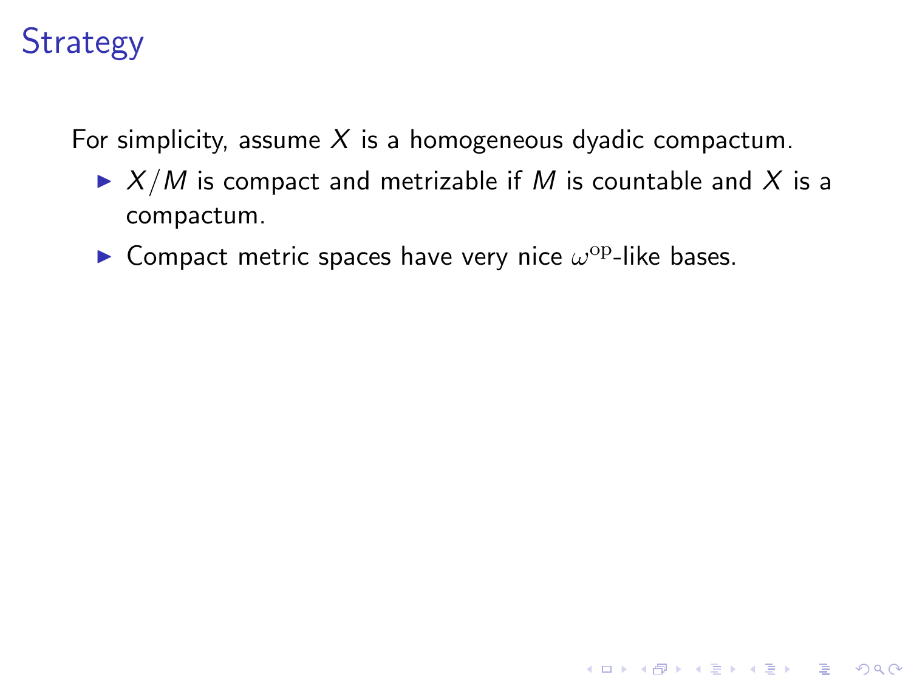# Strategy

For simplicity, assume $X$ is a homogeneous dyadic compactum.

- $X/M$ is compact and metrizable if $M$ is countable and $X$ is a compactum.
- Compact metric spaces have very nice $\omega^{\mathrm{op}}$-like bases.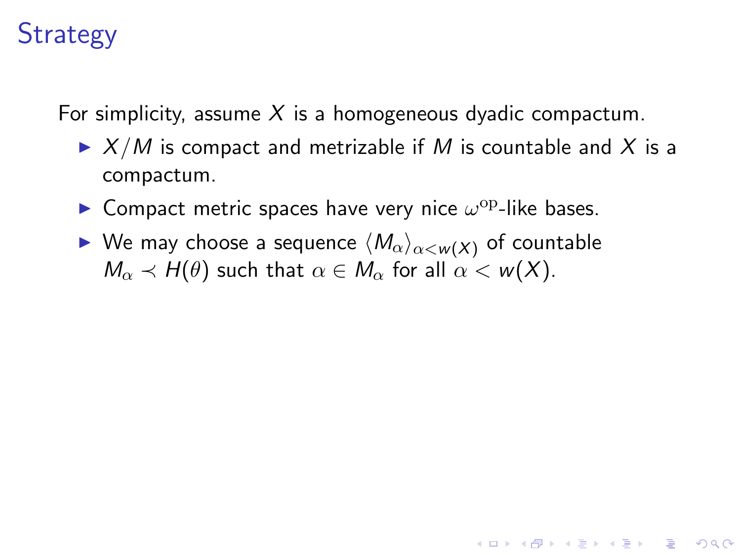# Strategy

For simplicity, assume $X$ is a homogeneous dyadic compactum.

- $X/M$ is compact and metrizable if $M$ is countable and $X$ is a compactum.
- Compact metric spaces have very nice $\omega^{\mathrm{op}}$-like bases.
- We may choose a sequence $\langle M_\alpha \rangle_{\alpha < w(X)}$ of countable $M_\alpha \prec H(\theta)$ such that $\alpha \in M_\alpha$ for all $\alpha < w(X)$.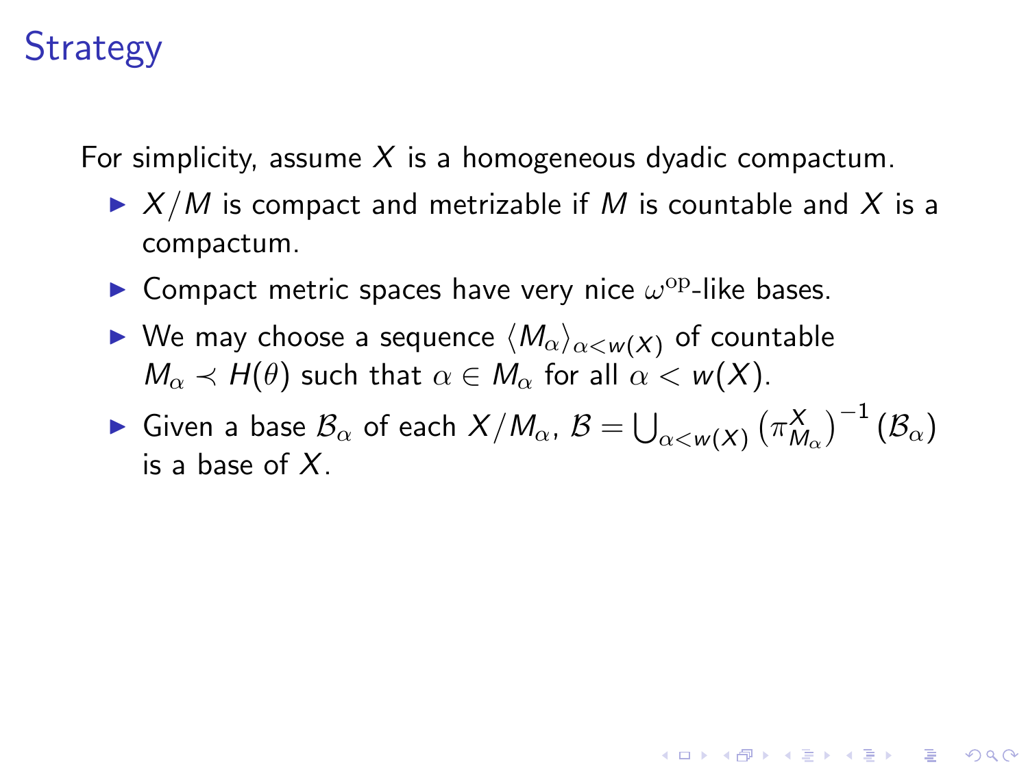# Strategy

For simplicity, assume $X$ is a homogeneous dyadic compactum.

- $X/M$ is compact and metrizable if $M$ is countable and $X$ is a compactum.
- Compact metric spaces have very nice $\omega^{\mathrm{op}}$-like bases.
- We may choose a sequence $\langle M_\alpha \rangle_{\alpha < w(X)}$ of countable $M_\alpha \prec H(\theta)$ such that $\alpha \in M_\alpha$ for all $\alpha < w(X)$.
- Given a base $\mathcal{B}_\alpha$ of each $X/M_\alpha$, $\mathcal{B} = \bigcup_{\alpha < w(X)} \left(\pi^X_{M_\alpha}\right)^{-1}(\mathcal{B}_\alpha)$ is a base of $X$.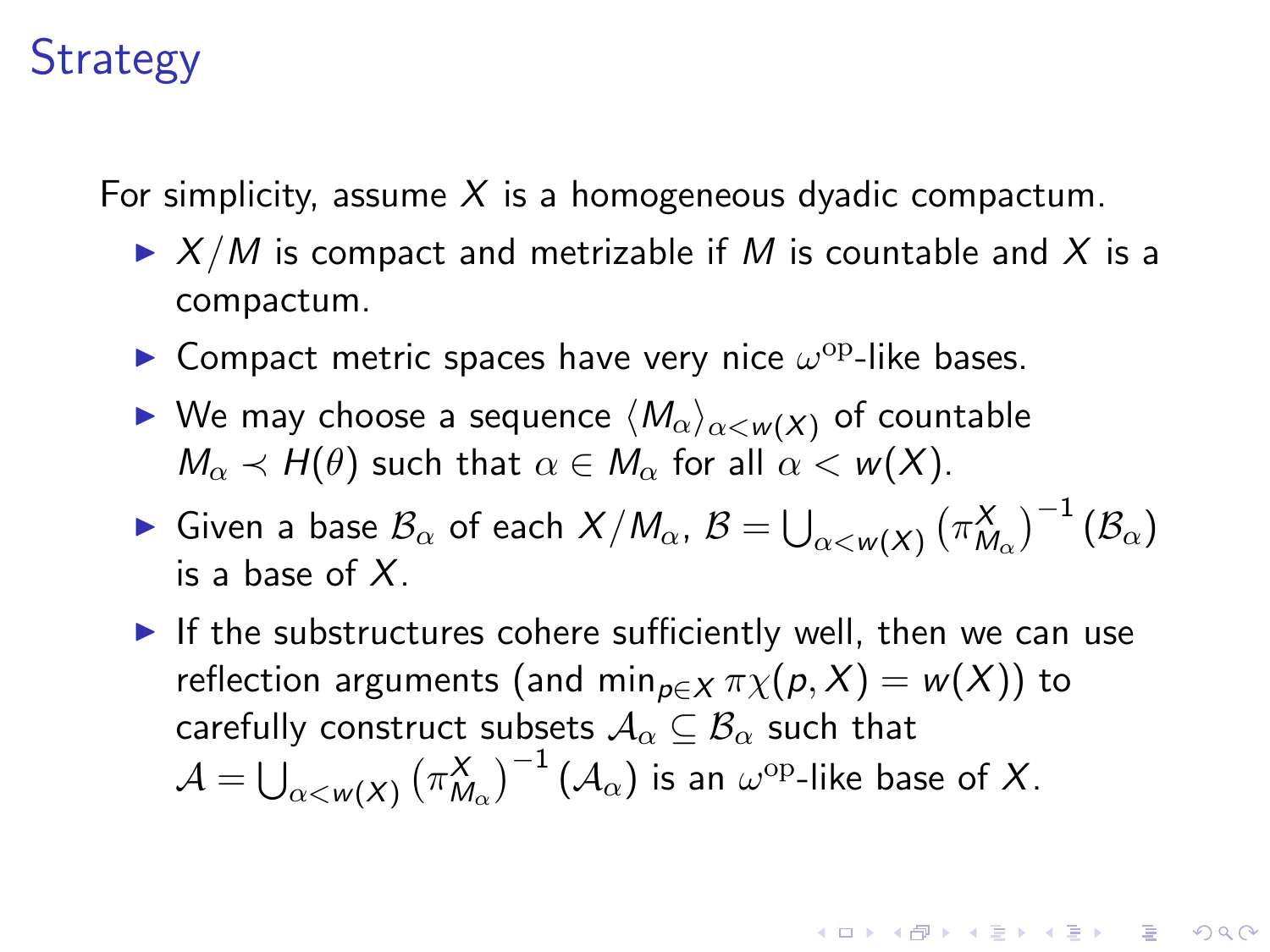# Strategy

For simplicity, assume $X$ is a homogeneous dyadic compactum.

- $X/M$ is compact and metrizable if $M$ is countable and $X$ is a compactum.
- Compact metric spaces have very nice $\omega^{\mathrm{op}}$-like bases.
- We may choose a sequence $\langle M_\alpha \rangle_{\alpha < w(X)}$ of countable $M_\alpha \prec H(\theta)$ such that $\alpha \in M_\alpha$ for all $\alpha < w(X)$.
- Given a base $\mathcal{B}_\alpha$ of each $X/M_\alpha$, $\mathcal{B} = \bigcup_{\alpha < w(X)} \left(\pi^X_{M_\alpha}\right)^{-1}(\mathcal{B}_\alpha)$ is a base of $X$.
- If the substructures cohere sufficiently well, then we can use reflection arguments (and $\min_{p \in X} \pi\chi(p, X) = w(X)$) to carefully construct subsets $\mathcal{A}_\alpha \subseteq \mathcal{B}_\alpha$ such that $\mathcal{A} = \bigcup_{\alpha < w(X)} \left(\pi^X_{M_\alpha}\right)^{-1}(\mathcal{A}_\alpha)$ is an $\omega^{\mathrm{op}}$-like base of $X$.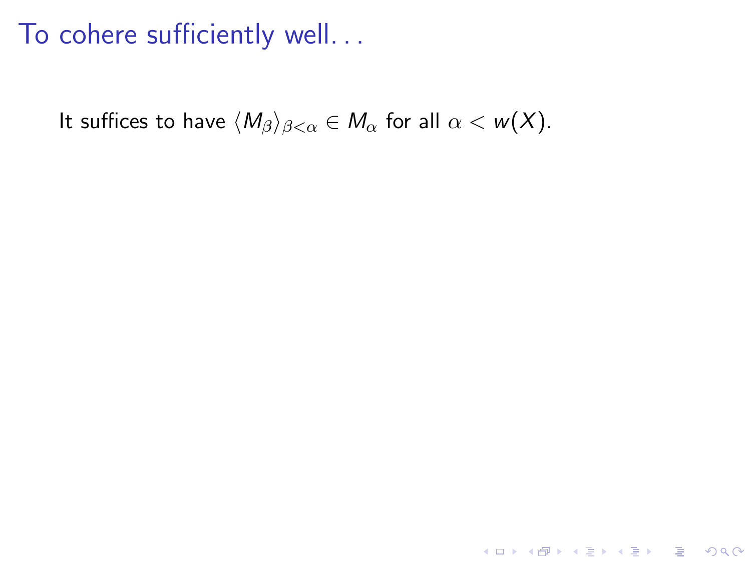# To cohere sufficiently well. . .

It suffices to have $\langle M_\beta \rangle_{\beta<\alpha} \in M_\alpha$ for all $\alpha < w(X)$.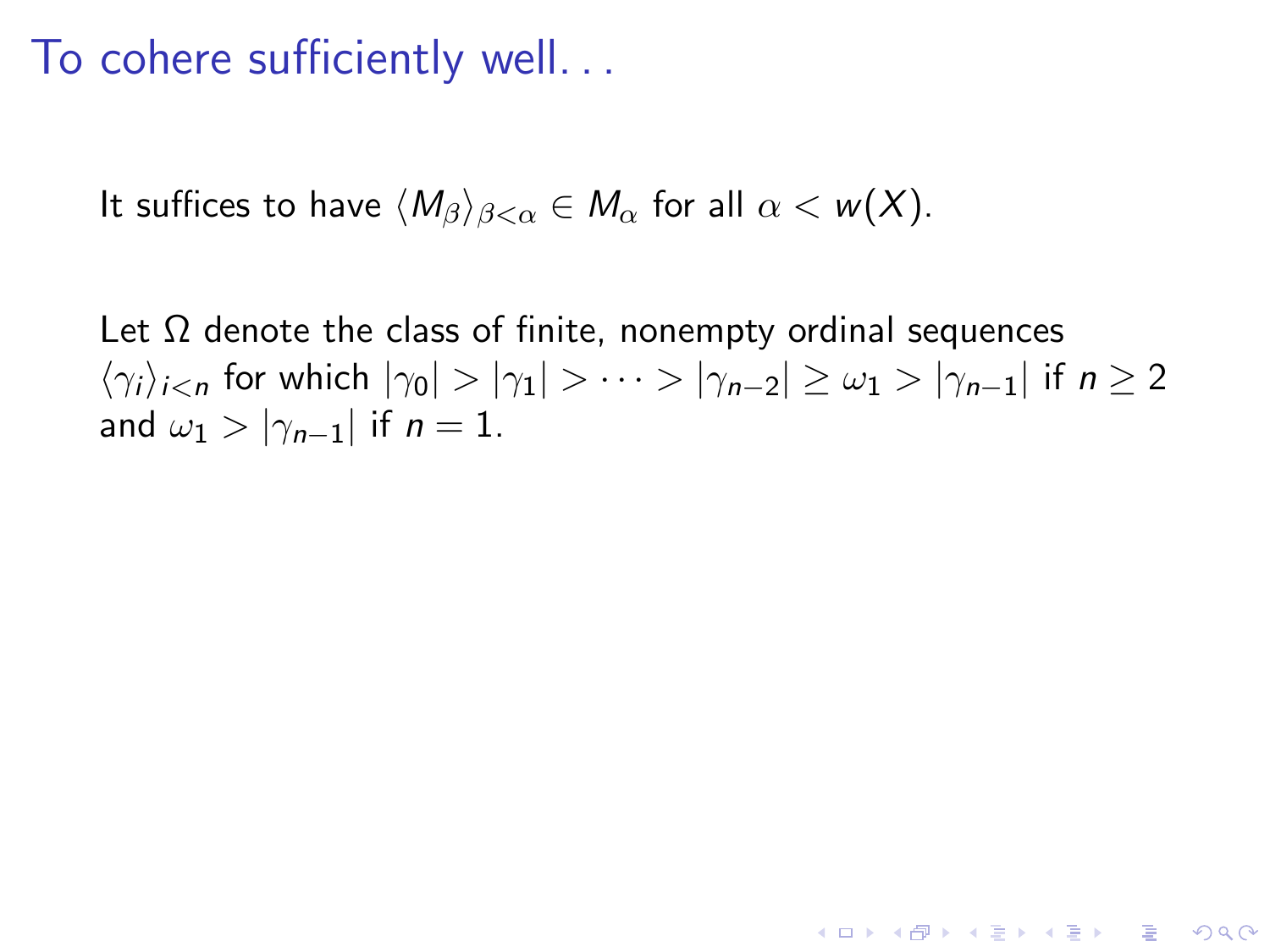# To cohere sufficiently well...

It suffices to have $\langle M_\beta \rangle_{\beta<\alpha} \in M_\alpha$ for all $\alpha < w(X)$.

Let $\Omega$ denote the class of finite, nonempty ordinal sequences $\langle \gamma_i \rangle_{i<n}$ for which $|\gamma_0| > |\gamma_1| > \cdots > |\gamma_{n-2}| \geq \omega_1 > |\gamma_{n-1}|$ if $n \geq 2$ and $\omega_1 > |\gamma_{n-1}|$ if $n = 1$.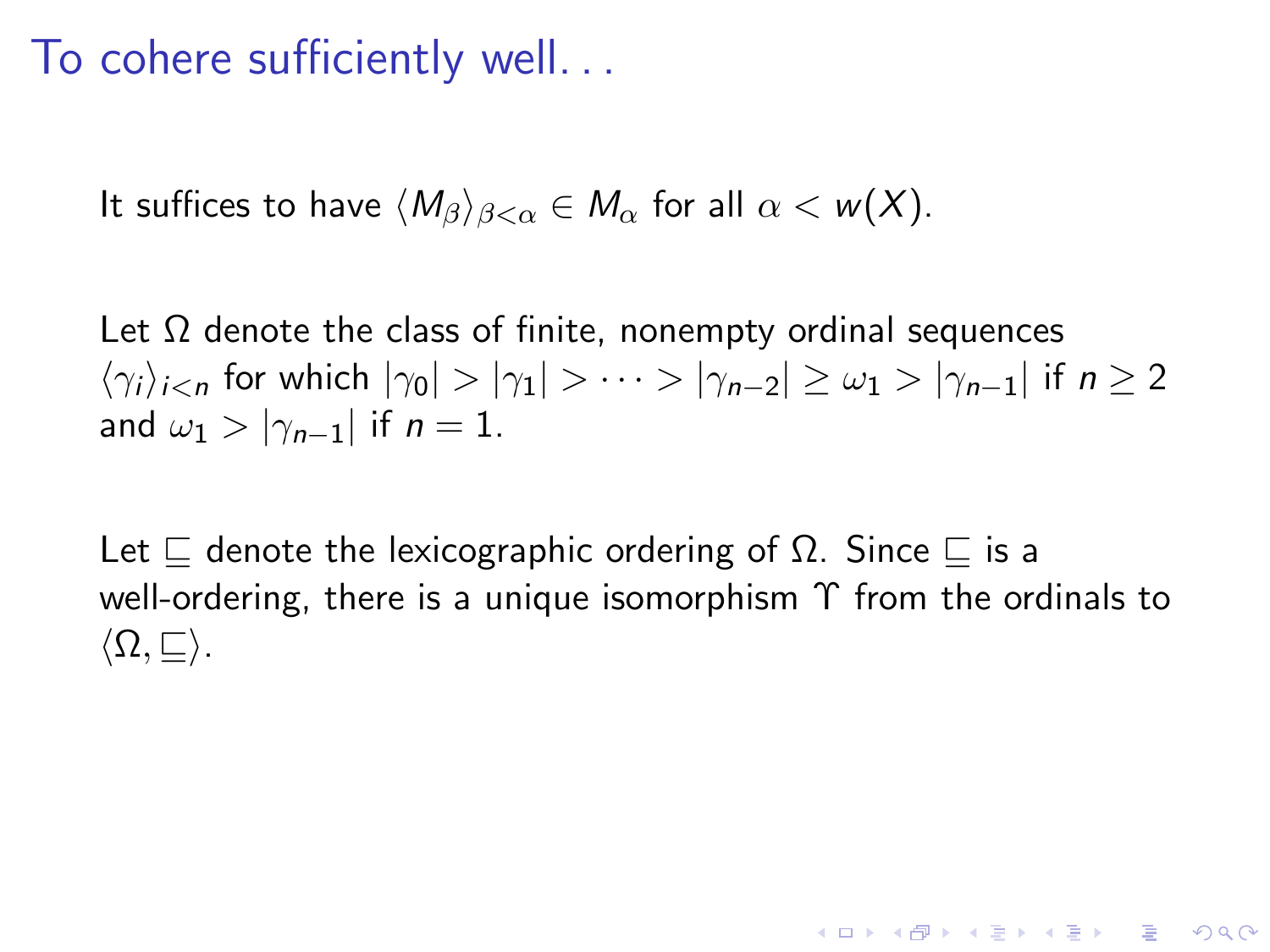# To cohere sufficiently well. . .

It suffices to have $\langle M_\beta \rangle_{\beta<\alpha} \in M_\alpha$ for all $\alpha < w(X)$.

Let $\Omega$ denote the class of finite, nonempty ordinal sequences $\langle \gamma_i \rangle_{i<n}$ for which $|\gamma_0| > |\gamma_1| > \cdots > |\gamma_{n-2}| \geq \omega_1 > |\gamma_{n-1}|$ if $n \geq 2$ and $\omega_1 > |\gamma_{n-1}|$ if $n = 1$.

Let $\sqsubseteq$ denote the lexicographic ordering of $\Omega$. Since $\sqsubseteq$ is a well-ordering, there is a unique isomorphism $\Upsilon$ from the ordinals to $\langle \Omega, \sqsubseteq \rangle$.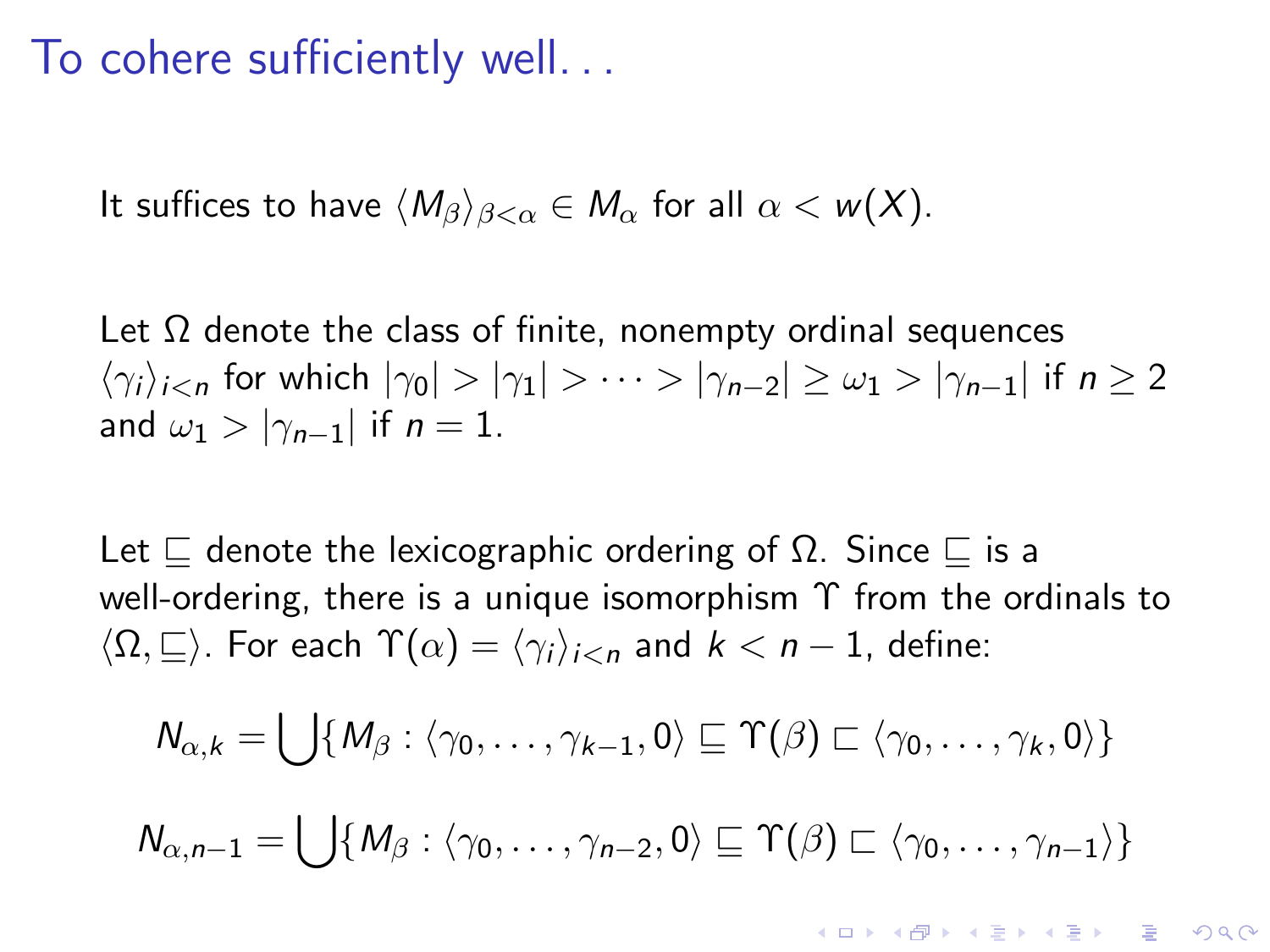# To cohere sufficiently well. . .

It suffices to have $\langle M_\beta \rangle_{\beta<\alpha} \in M_\alpha$ for all $\alpha < w(X)$.

Let $\Omega$ denote the class of finite, nonempty ordinal sequences $\langle \gamma_i \rangle_{i<n}$ for which $|\gamma_0| > |\gamma_1| > \cdots > |\gamma_{n-2}| \geq \omega_1 > |\gamma_{n-1}|$ if $n \geq 2$ and $\omega_1 > |\gamma_{n-1}|$ if $n = 1$.

Let $\sqsubseteq$ denote the lexicographic ordering of $\Omega$. Since $\sqsubseteq$ is a well-ordering, there is a unique isomorphism $\Upsilon$ from the ordinals to $\langle \Omega, \sqsubseteq \rangle$. For each $\Upsilon(\alpha) = \langle \gamma_i \rangle_{i<n}$ and $k < n-1$, define:

$$N_{\alpha,k} = \bigcup \{ M_\beta : \langle \gamma_0, \ldots, \gamma_{k-1}, 0 \rangle \sqsubseteq \Upsilon(\beta) \sqsubset \langle \gamma_0, \ldots, \gamma_k, 0 \rangle \}$$

$$N_{\alpha,n-1} = \bigcup \{ M_\beta : \langle \gamma_0, \ldots, \gamma_{n-2}, 0 \rangle \sqsubseteq \Upsilon(\beta) \sqsubset \langle \gamma_0, \ldots, \gamma_{n-1} \rangle \}$$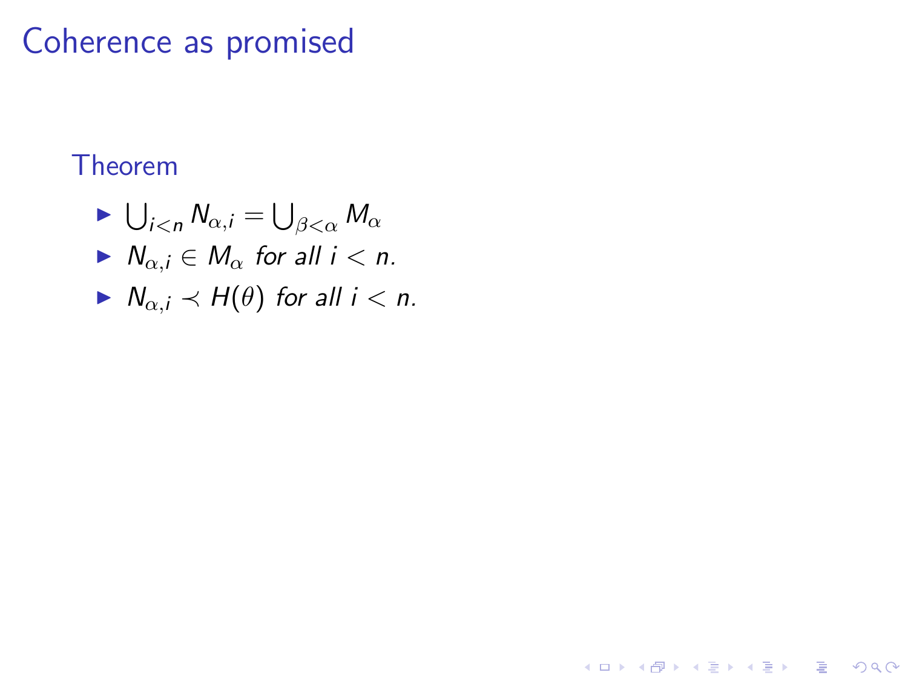# Coherence as promised

**Theorem**

- $\bigcup_{i<n} N_{\alpha,i} = \bigcup_{\beta<\alpha} M_\alpha$
- $N_{\alpha,i} \in M_\alpha$ *for all* $i < n$.
- $N_{\alpha,i} \prec H(\theta)$ *for all* $i < n$.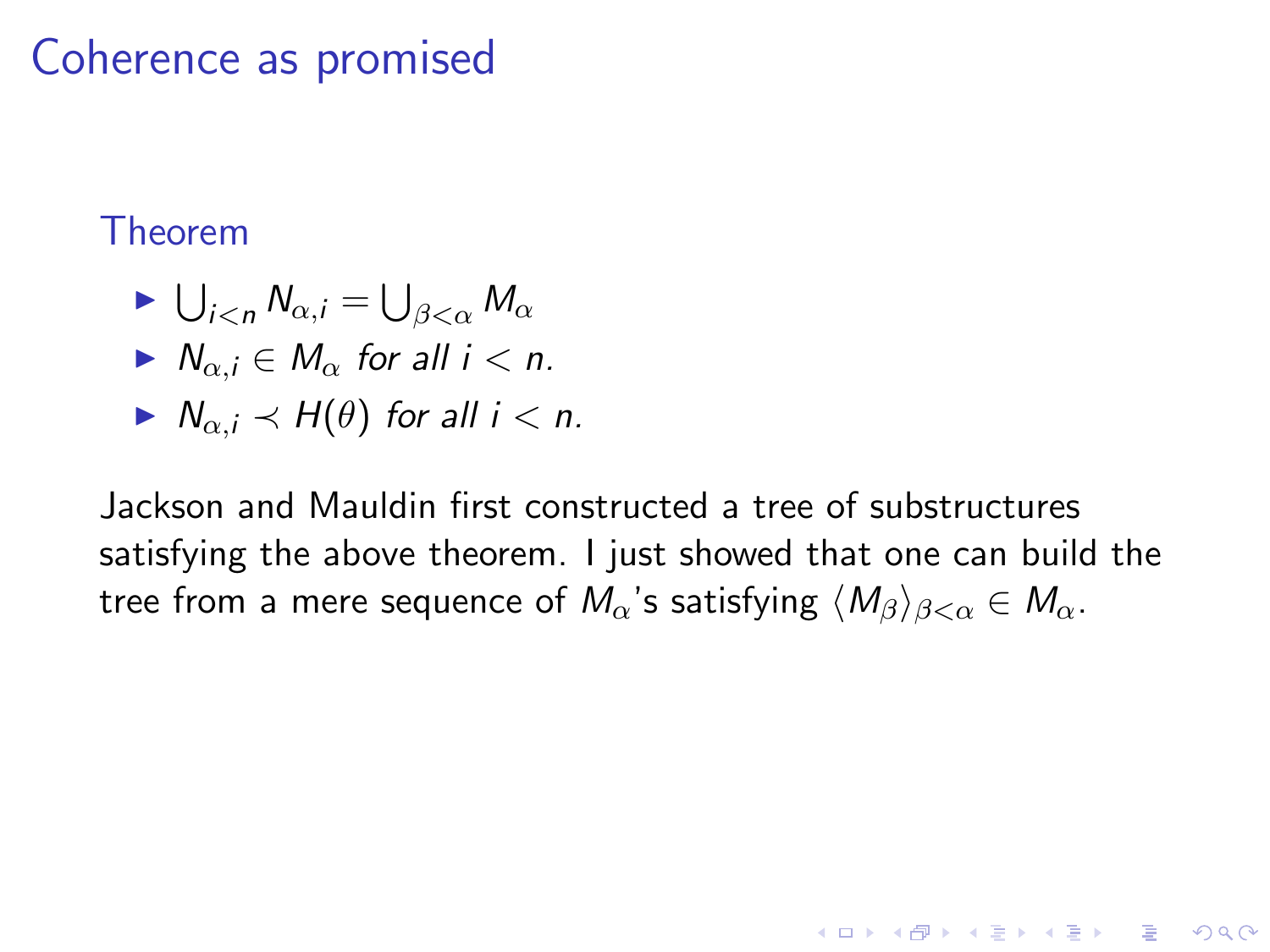# Coherence as promised

**Theorem**

- $\bigcup_{i<n} N_{\alpha,i} = \bigcup_{\beta<\alpha} M_\alpha$
- $N_{\alpha,i} \in M_\alpha$ *for all* $i < n$.
- $N_{\alpha,i} \prec H(\theta)$ *for all* $i < n$.

Jackson and Mauldin first constructed a tree of substructures satisfying the above theorem. I just showed that one can build the tree from a mere sequence of $M_\alpha$'s satisfying $\langle M_\beta \rangle_{\beta<\alpha} \in M_\alpha$.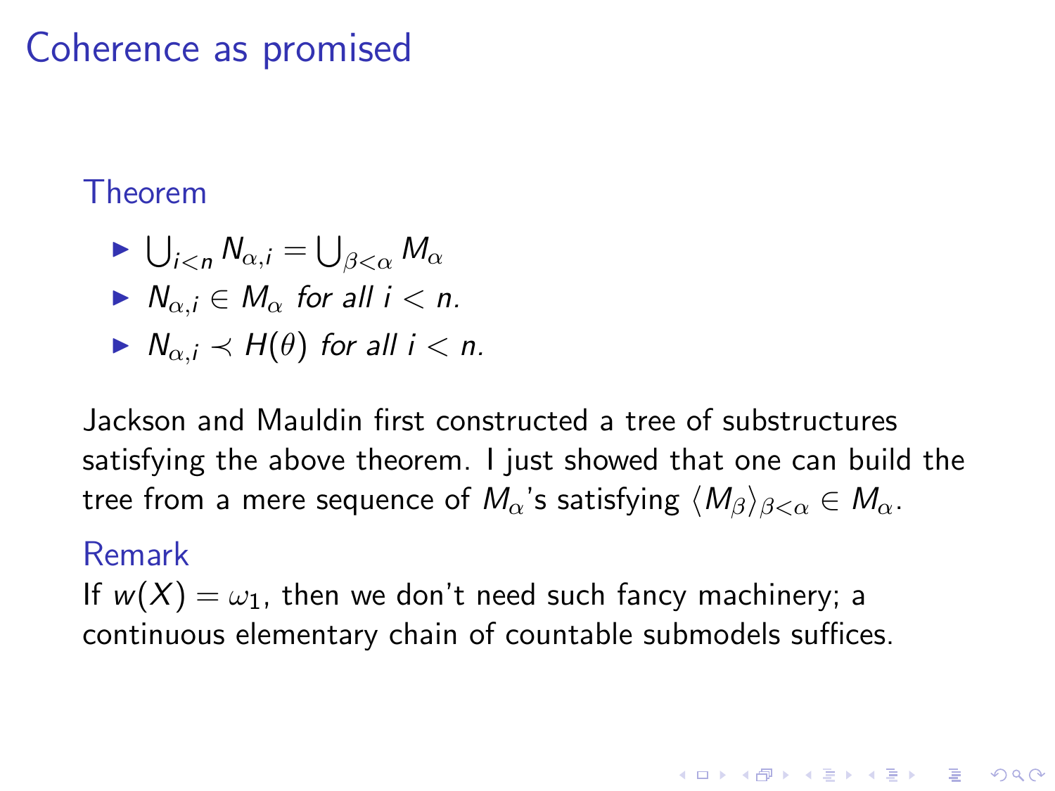# Coherence as promised

**Theorem**

- $\bigcup_{i<n} N_{\alpha,i} = \bigcup_{\beta<\alpha} M_\alpha$
- $N_{\alpha,i} \in M_\alpha$ *for all* $i < n$.
- $N_{\alpha,i} \prec H(\theta)$ *for all* $i < n$.

Jackson and Mauldin first constructed a tree of substructures satisfying the above theorem. I just showed that one can build the tree from a mere sequence of $M_\alpha$'s satisfying $\langle M_\beta \rangle_{\beta<\alpha} \in M_\alpha$.

**Remark**

If $w(X) = \omega_1$, then we don't need such fancy machinery; a continuous elementary chain of countable submodels suffices.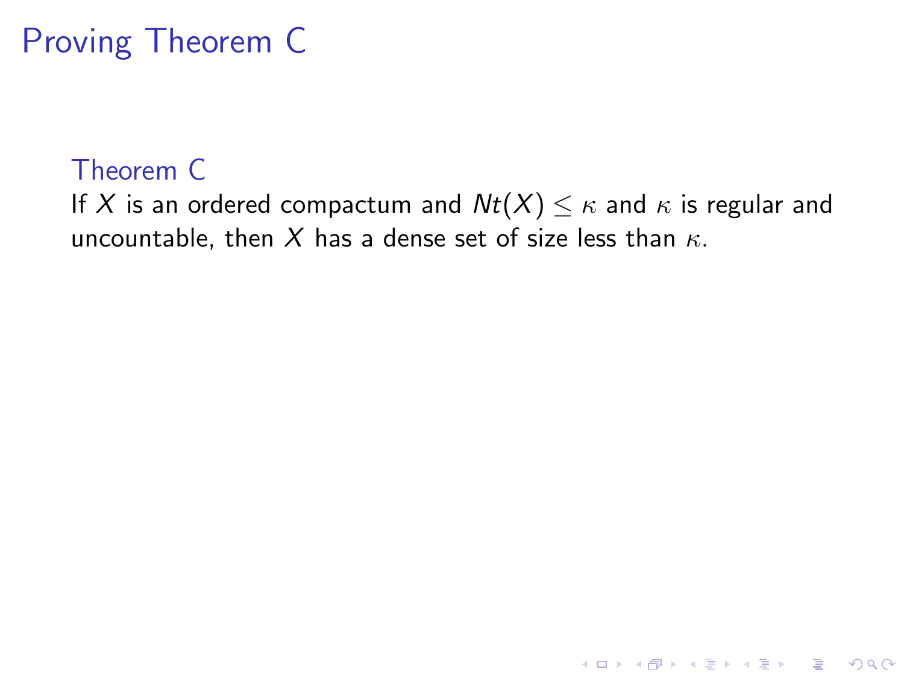# Proving Theorem C

**Theorem C**

If $X$ is an ordered compactum and $Nt(X) \leq \kappa$ and $\kappa$ is regular and uncountable, then $X$ has a dense set of size less than $\kappa$.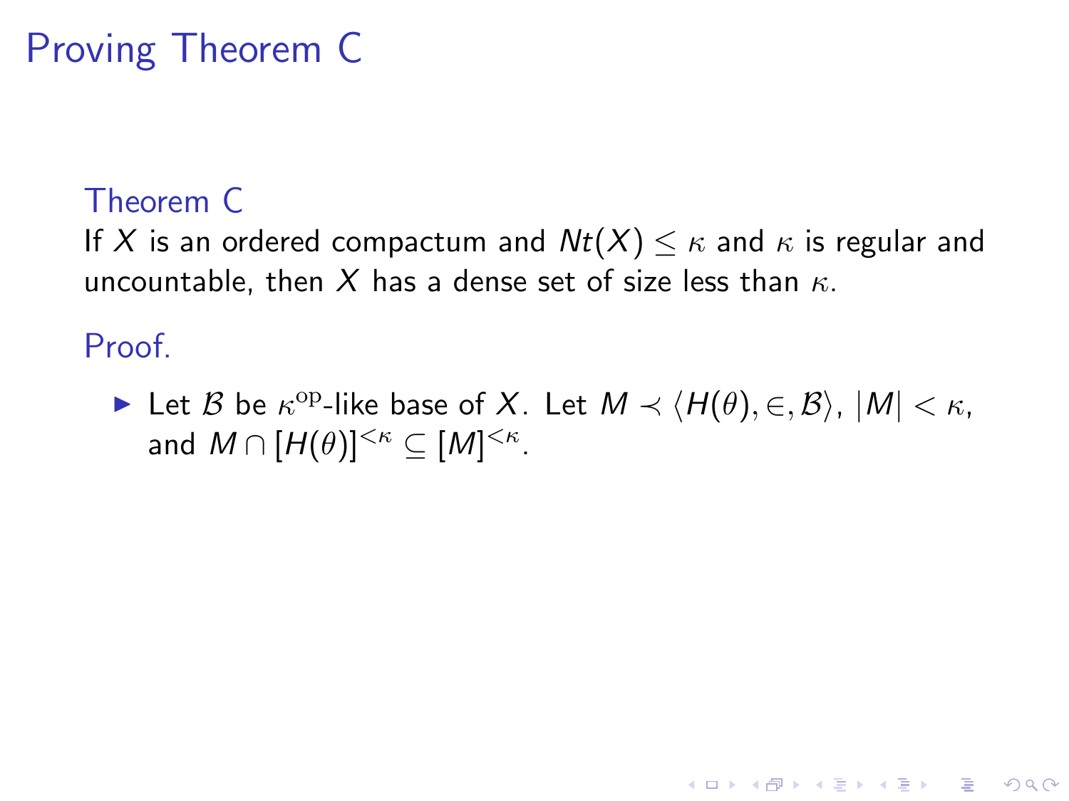# Proving Theorem C

### Theorem C

If $X$ is an ordered compactum and $Nt(X) \leq \kappa$ and $\kappa$ is regular and uncountable, then $X$ has a dense set of size less than $\kappa$.

### Proof.

- Let $\mathcal{B}$ be $\kappa^{\mathrm{op}}$-like base of $X$. Let $M \prec \langle H(\theta), \in, \mathcal{B} \rangle$, $|M| < \kappa$, and $M \cap [H(\theta)]^{<\kappa} \subseteq [M]^{<\kappa}$.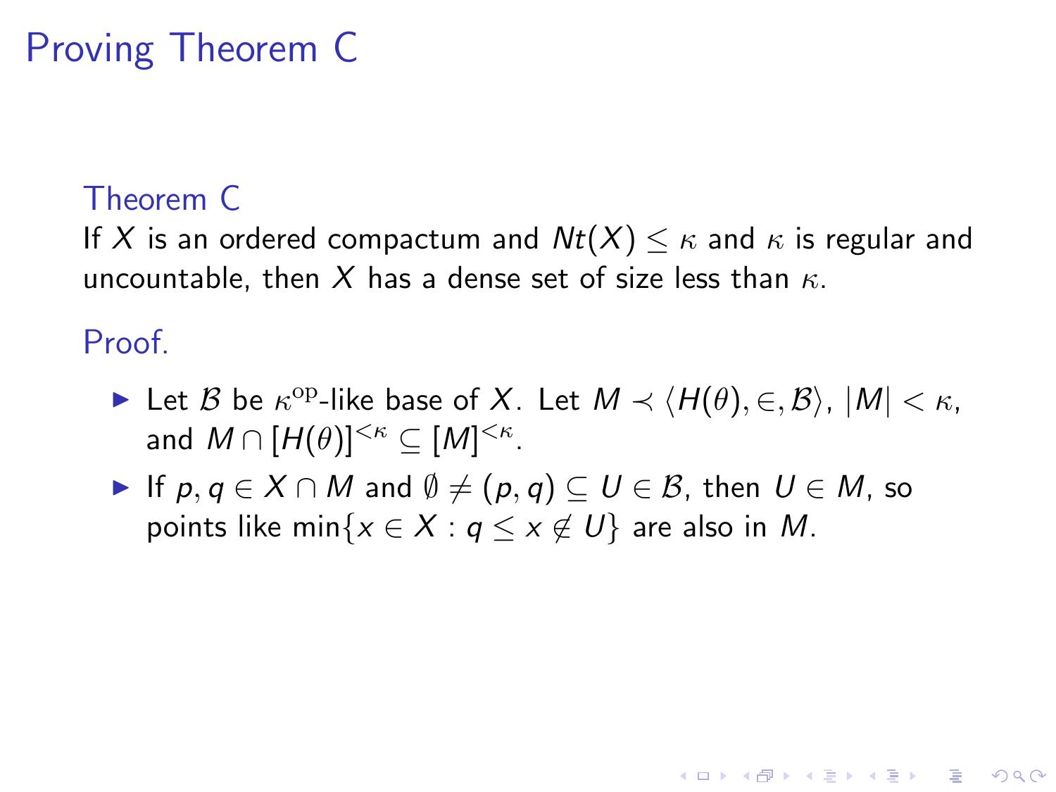# Proving Theorem C

**Theorem C**

If $X$ is an ordered compactum and $Nt(X) \leq \kappa$ and $\kappa$ is regular and uncountable, then $X$ has a dense set of size less than $\kappa$.

**Proof.**

- Let $\mathcal{B}$ be $\kappa^{\mathrm{op}}$-like base of $X$. Let $M \prec \langle H(\theta), \in, \mathcal{B} \rangle$, $|M| < \kappa$, and $M \cap [H(\theta)]^{<\kappa} \subseteq [M]^{<\kappa}$.
- If $p, q \in X \cap M$ and $\emptyset \neq (p, q) \subseteq U \in \mathcal{B}$, then $U \in M$, so points like $\min\{x \in X : q \leq x \notin U\}$ are also in $M$.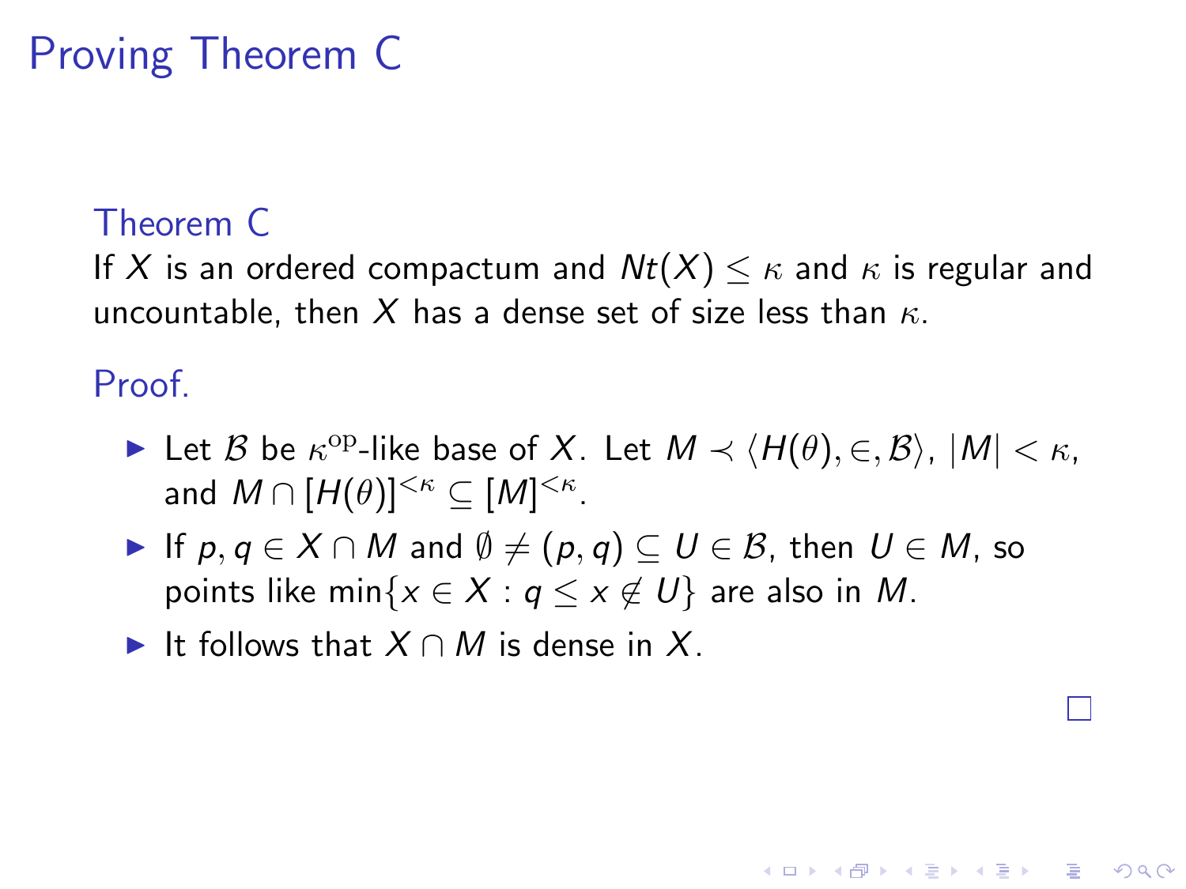# Proving Theorem C

**Theorem C**

If $X$ is an ordered compactum and $Nt(X) \leq \kappa$ and $\kappa$ is regular and uncountable, then $X$ has a dense set of size less than $\kappa$.

**Proof.**

- Let $\mathcal{B}$ be $\kappa^{\mathrm{op}}$-like base of $X$. Let $M \prec \langle H(\theta), \in, \mathcal{B}\rangle$, $|M| < \kappa$, and $M \cap [H(\theta)]^{<\kappa} \subseteq [M]^{<\kappa}$.
- If $p, q \in X \cap M$ and $\emptyset \neq (p, q) \subseteq U \in \mathcal{B}$, then $U \in M$, so points like $\min\{x \in X : q \leq x \notin U\}$ are also in $M$.
- It follows that $X \cap M$ is dense in $X$.

□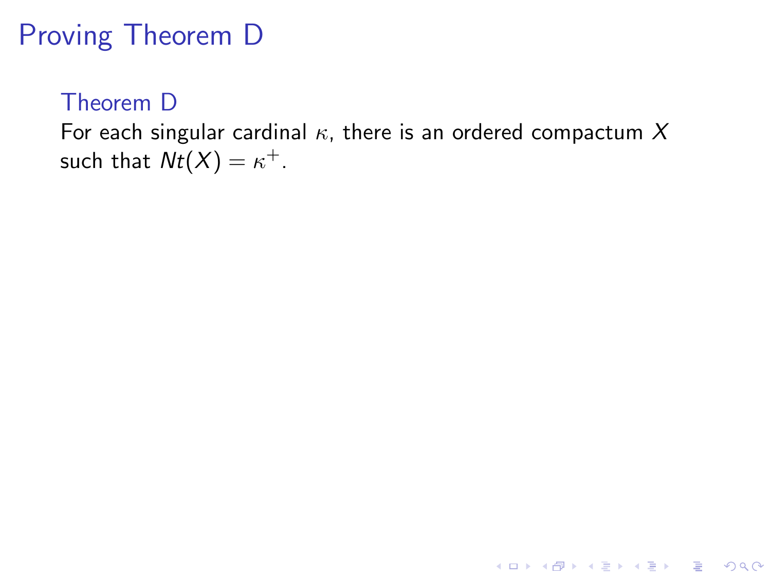# Proving Theorem D

### Theorem D

For each singular cardinal $\kappa$, there is an ordered compactum $X$ such that $Nt(X) = \kappa^+$.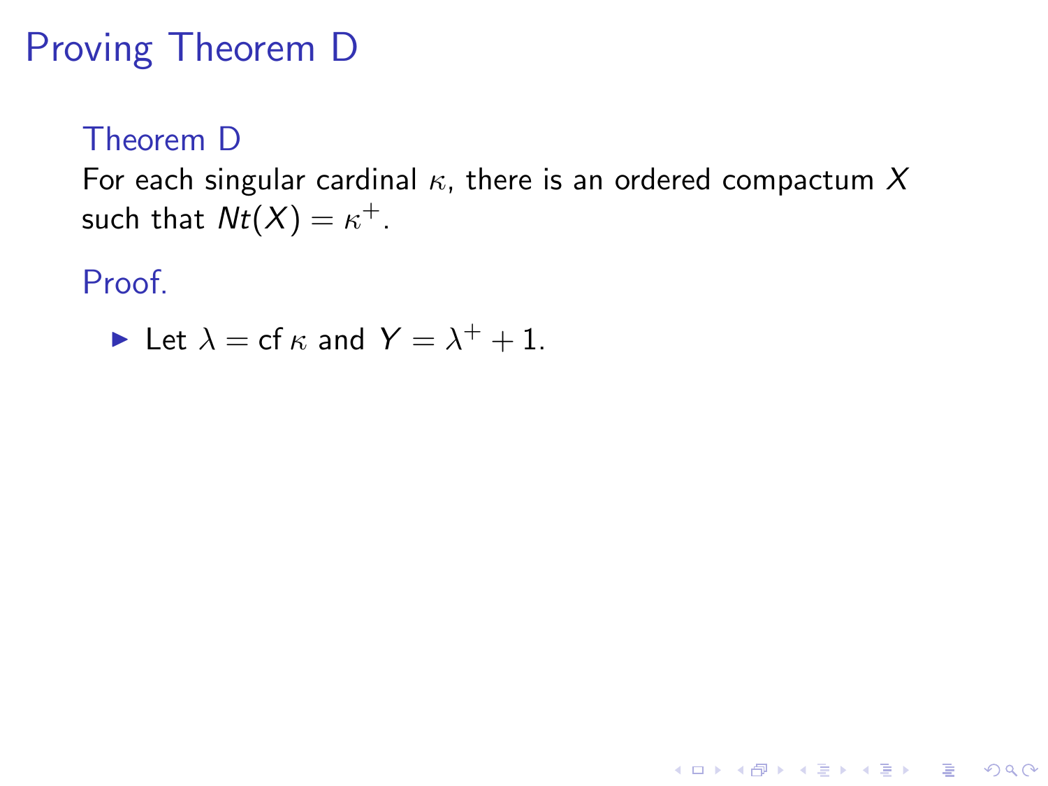# Proving Theorem D

### Theorem D

For each singular cardinal $\kappa$, there is an ordered compactum $X$ such that $Nt(X) = \kappa^+$.

### Proof.

- Let $\lambda = \operatorname{cf} \kappa$ and $Y = \lambda^+ + 1$.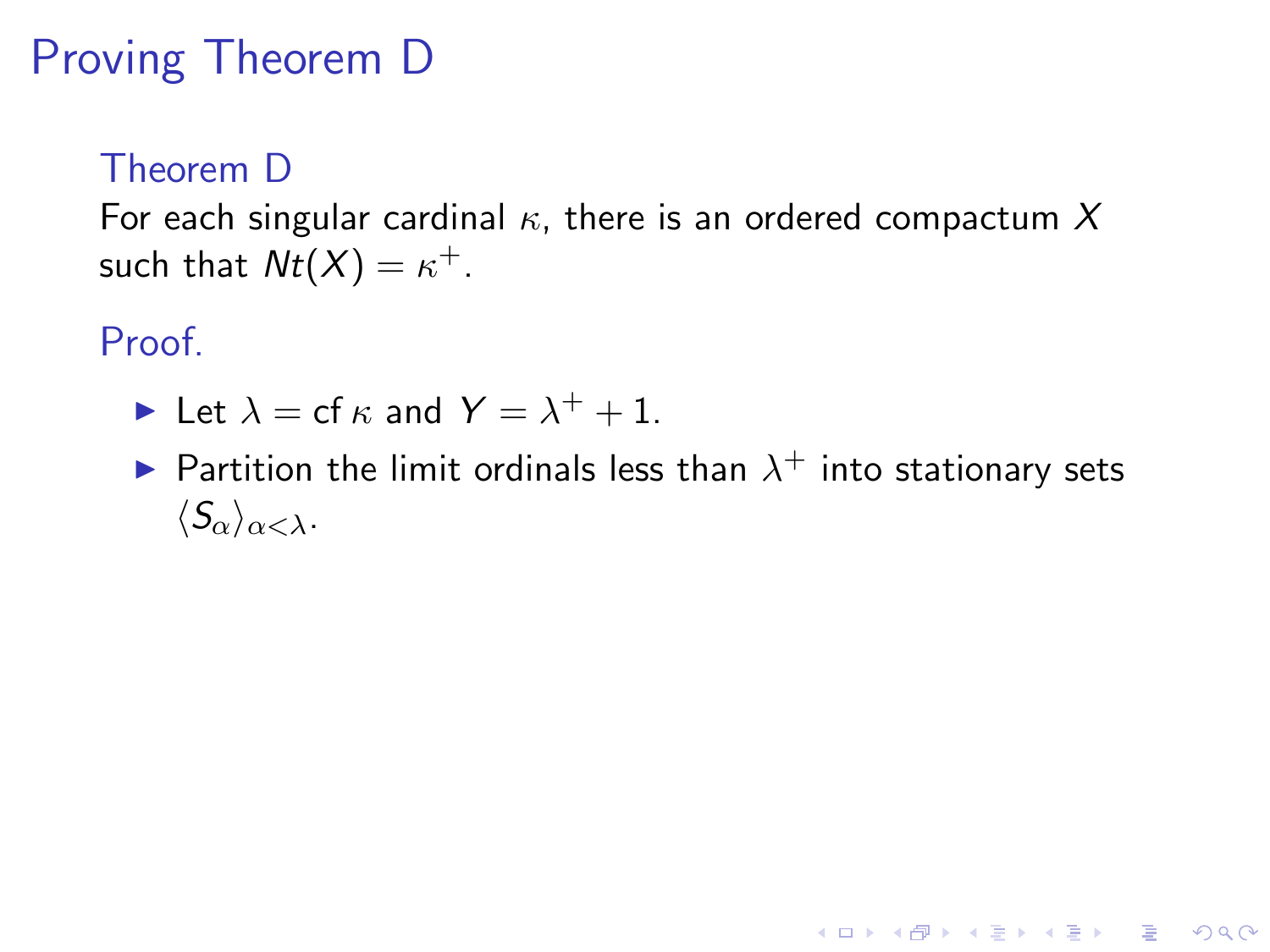# Proving Theorem D

**Theorem D**

For each singular cardinal $\kappa$, there is an ordered compactum $X$ such that $Nt(X) = \kappa^+$.

**Proof.**

- Let $\lambda = \operatorname{cf} \kappa$ and $Y = \lambda^+ + 1$.
- Partition the limit ordinals less than $\lambda^+$ into stationary sets $\langle S_\alpha \rangle_{\alpha < \lambda}$.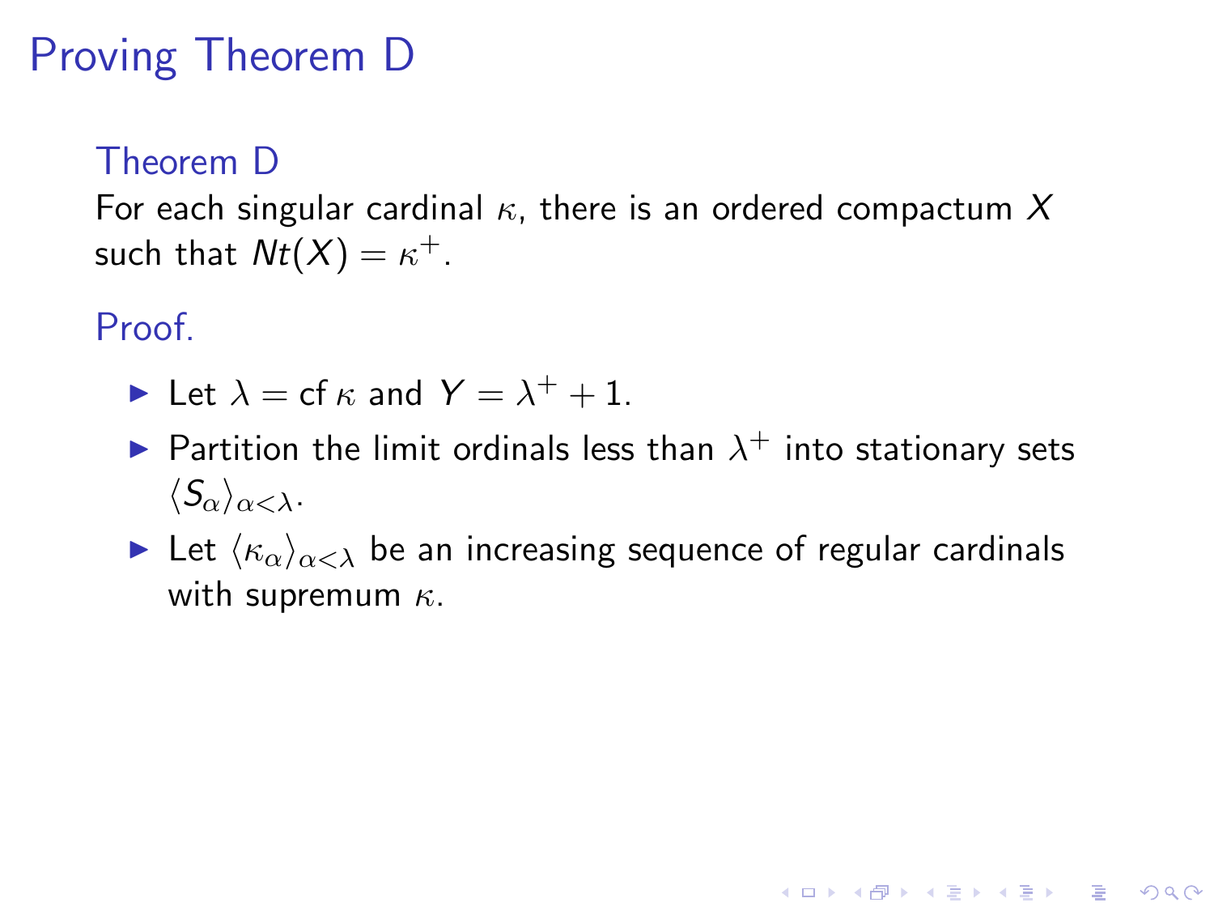# Proving Theorem D

### Theorem D

For each singular cardinal $\kappa$, there is an ordered compactum $X$ such that $Nt(X) = \kappa^+$.

### Proof.

- Let $\lambda = \operatorname{cf} \kappa$ and $Y = \lambda^+ + 1$.
- Partition the limit ordinals less than $\lambda^+$ into stationary sets $\langle S_\alpha \rangle_{\alpha<\lambda}$.
- Let $\langle \kappa_\alpha \rangle_{\alpha<\lambda}$ be an increasing sequence of regular cardinals with supremum $\kappa$.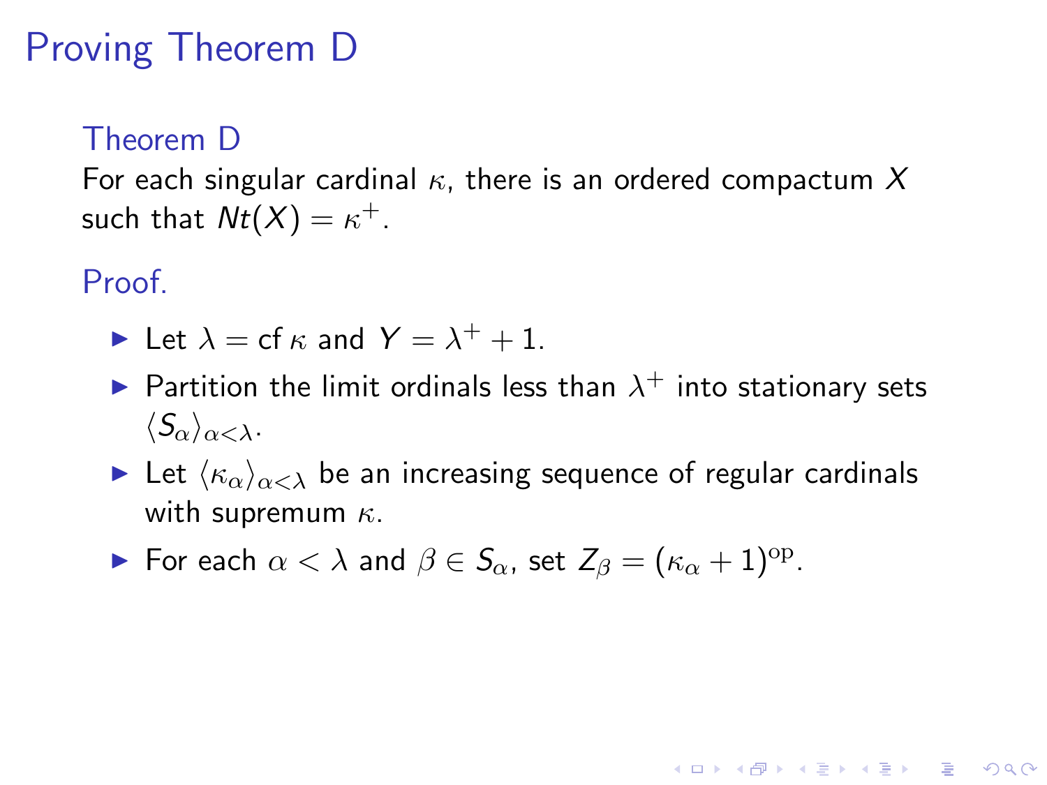# Proving Theorem D

### Theorem D

For each singular cardinal $\kappa$, there is an ordered compactum $X$ such that $Nt(X) = \kappa^+$.

### Proof.

- Let $\lambda = \operatorname{cf} \kappa$ and $Y = \lambda^+ + 1$.
- Partition the limit ordinals less than $\lambda^+$ into stationary sets $\langle S_\alpha \rangle_{\alpha < \lambda}$.
- Let $\langle \kappa_\alpha \rangle_{\alpha < \lambda}$ be an increasing sequence of regular cardinals with supremum $\kappa$.
- For each $\alpha < \lambda$ and $\beta \in S_\alpha$, set $Z_\beta = (\kappa_\alpha + 1)^{\mathrm{op}}$.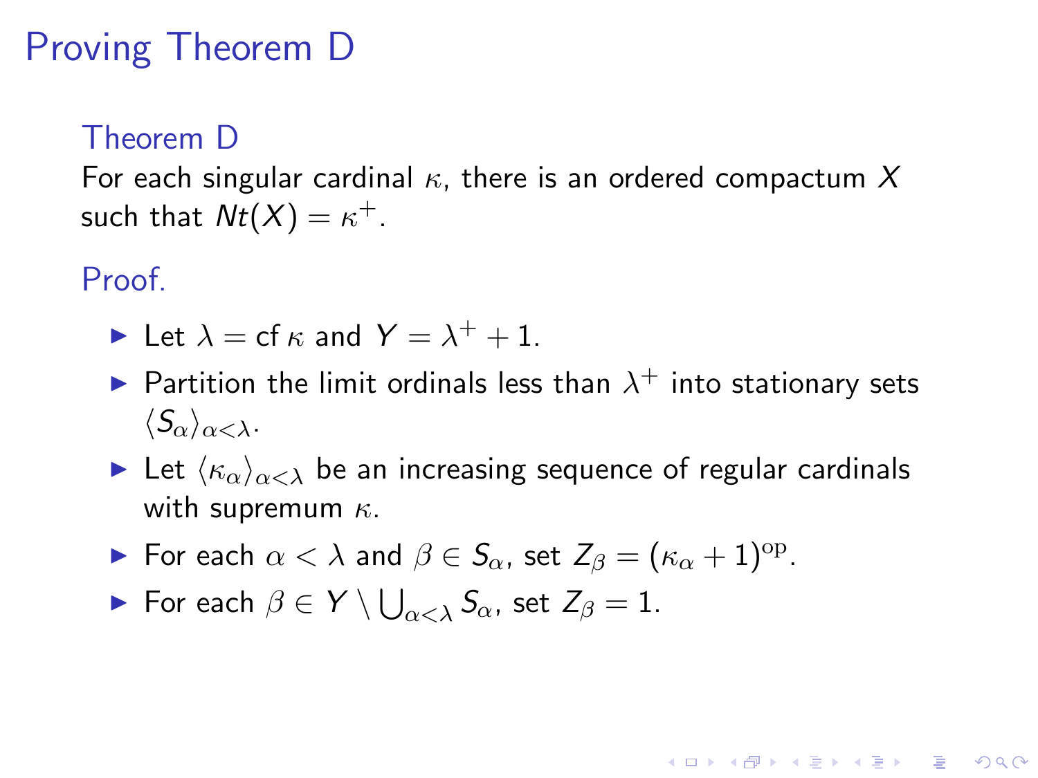# Proving Theorem D

## Theorem D

For each singular cardinal $\kappa$, there is an ordered compactum $X$ such that $Nt(X) = \kappa^+$.

## Proof.

- Let $\lambda = \operatorname{cf} \kappa$ and $Y = \lambda^+ + 1$.
- Partition the limit ordinals less than $\lambda^+$ into stationary sets $\langle S_\alpha \rangle_{\alpha < \lambda}$.
- Let $\langle \kappa_\alpha \rangle_{\alpha < \lambda}$ be an increasing sequence of regular cardinals with supremum $\kappa$.
- For each $\alpha < \lambda$ and $\beta \in S_\alpha$, set $Z_\beta = (\kappa_\alpha + 1)^{\mathrm{op}}$.
- For each $\beta \in Y \setminus \bigcup_{\alpha < \lambda} S_\alpha$, set $Z_\beta = 1$.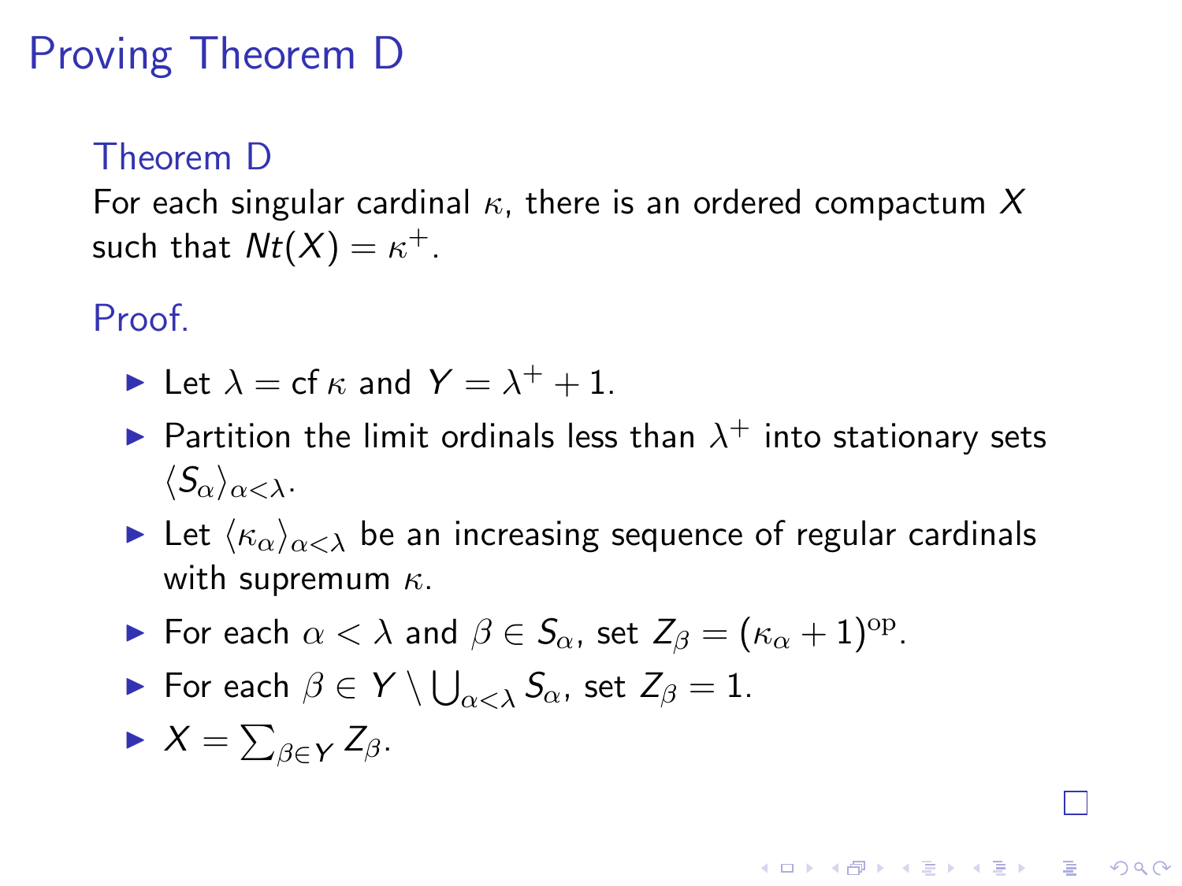# Proving Theorem D

## Theorem D

For each singular cardinal $\kappa$, there is an ordered compactum $X$ such that $Nt(X) = \kappa^+$.

## Proof.

- Let $\lambda = \operatorname{cf} \kappa$ and $Y = \lambda^+ + 1$.
- Partition the limit ordinals less than $\lambda^+$ into stationary sets $\langle S_\alpha \rangle_{\alpha<\lambda}$.
- Let $\langle \kappa_\alpha \rangle_{\alpha<\lambda}$ be an increasing sequence of regular cardinals with supremum $\kappa$.
- For each $\alpha < \lambda$ and $\beta \in S_\alpha$, set $Z_\beta = (\kappa_\alpha + 1)^{\mathrm{op}}$.
- For each $\beta \in Y \setminus \bigcup_{\alpha<\lambda} S_\alpha$, set $Z_\beta = 1$.
- $X = \sum_{\beta \in Y} Z_\beta$.

□